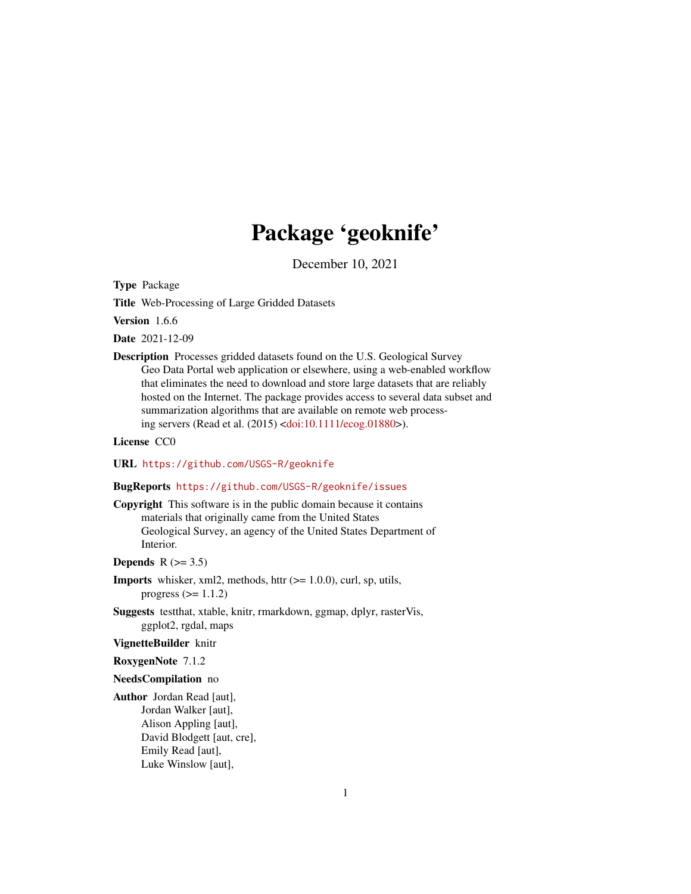# Package 'geoknife'

December 10, 2021

**Type** Package

**Title** Web-Processing of Large Gridded Datasets

**Version** 1.6.6

**Date** 2021-12-09

**Description** Processes gridded datasets found on the U.S. Geological Survey Geo Data Portal web application or elsewhere, using a web-enabled workflow that eliminates the need to download and store large datasets that are reliably hosted on the Internet. The package provides access to several data subset and summarization algorithms that are available on remote web processing servers (Read et al. (2015) <doi:10.1111/ecog.01880>).

**License** CC0

**URL** https://github.com/USGS-R/geoknife

**BugReports** https://github.com/USGS-R/geoknife/issues

**Copyright** This software is in the public domain because it contains materials that originally came from the United States Geological Survey, an agency of the United States Department of Interior.

**Depends** R (>= 3.5)

**Imports** whisker, xml2, methods, httr (>= 1.0.0), curl, sp, utils, progress (>= 1.1.2)

**Suggests** testthat, xtable, knitr, rmarkdown, ggmap, dplyr, rasterVis, ggplot2, rgdal, maps

**VignetteBuilder** knitr

**RoxygenNote** 7.1.2

**NeedsCompilation** no

**Author** Jordan Read [aut],
Jordan Walker [aut],
Alison Appling [aut],
David Blodgett [aut, cre],
Emily Read [aut],
Luke Winslow [aut],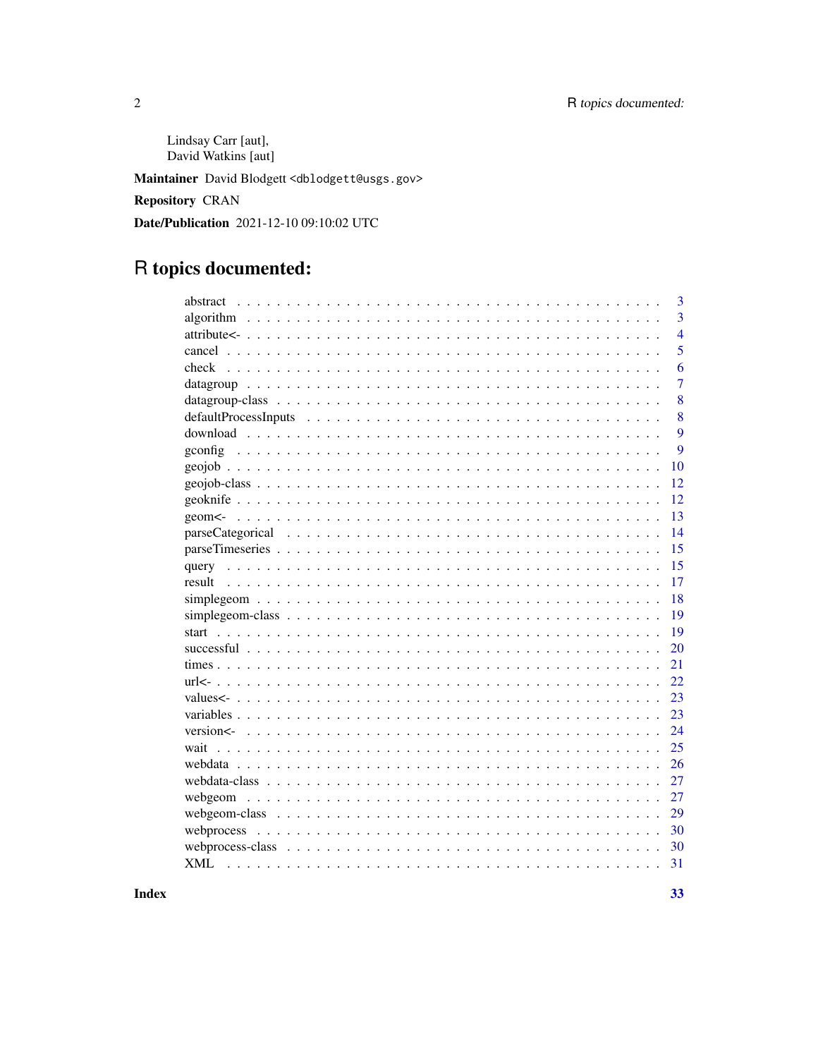Lindsay Carr [aut],
David Watkins [aut]

**Maintainer** David Blodgett <dblodgett@usgs.gov>

**Repository** CRAN

**Date/Publication** 2021-12-10 09:10:02 UTC

# R topics documented:

| Topic | Page |
|---|---|
| abstract | 3 |
| algorithm | 3 |
| attribute<- | 4 |
| cancel | 5 |
| check | 6 |
| datagroup | 7 |
| datagroup-class | 8 |
| defaultProcessInputs | 8 |
| download | 9 |
| gconfig | 9 |
| geojob | 10 |
| geojob-class | 12 |
| geoknife | 12 |
| geom<- | 13 |
| parseCategorical | 14 |
| parseTimeseries | 15 |
| query | 15 |
| result | 17 |
| simplegeom | 18 |
| simplegeom-class | 19 |
| start | 19 |
| successful | 20 |
| times | 21 |
| url<- | 22 |
| values<- | 23 |
| variables | 23 |
| version<- | 24 |
| wait | 25 |
| webdata | 26 |
| webdata-class | 27 |
| webgeom | 27 |
| webgeom-class | 29 |
| webprocess | 30 |
| webprocess-class | 30 |
| XML | 31 |

**Index** 33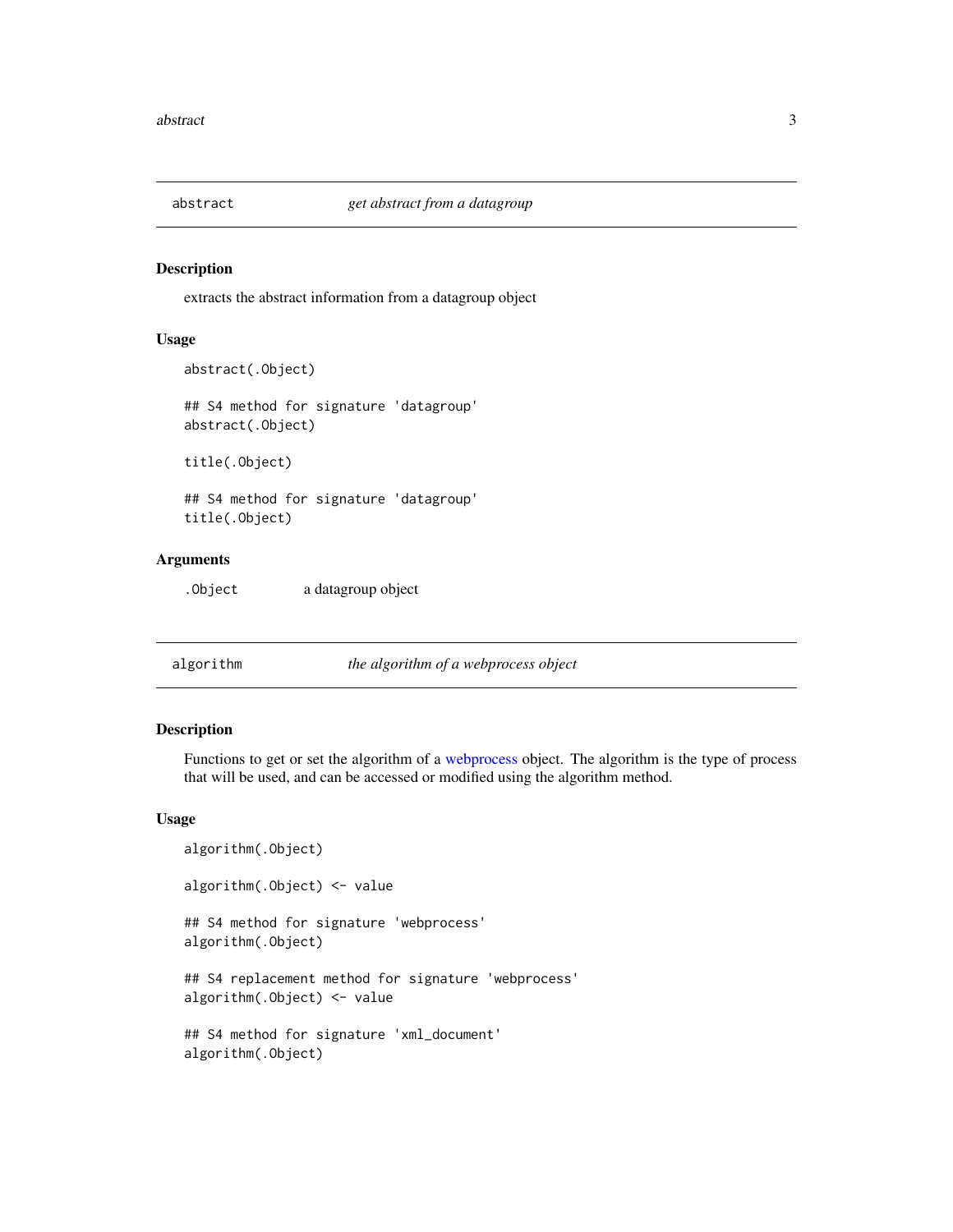## abstract — *get abstract from a datagroup*

### Description

extracts the abstract information from a datagroup object

### Usage

```
abstract(.Object)

## S4 method for signature 'datagroup'
abstract(.Object)

title(.Object)

## S4 method for signature 'datagroup'
title(.Object)
```

### Arguments

| | |
|---|---|
| `.Object` | a datagroup object |

## algorithm — *the algorithm of a webprocess object*

### Description

Functions to get or set the algorithm of a webprocess object. The algorithm is the type of process that will be used, and can be accessed or modified using the algorithm method.

### Usage

```
algorithm(.Object)

algorithm(.Object) <- value

## S4 method for signature 'webprocess'
algorithm(.Object)

## S4 replacement method for signature 'webprocess'
algorithm(.Object) <- value

## S4 method for signature 'xml_document'
algorithm(.Object)
```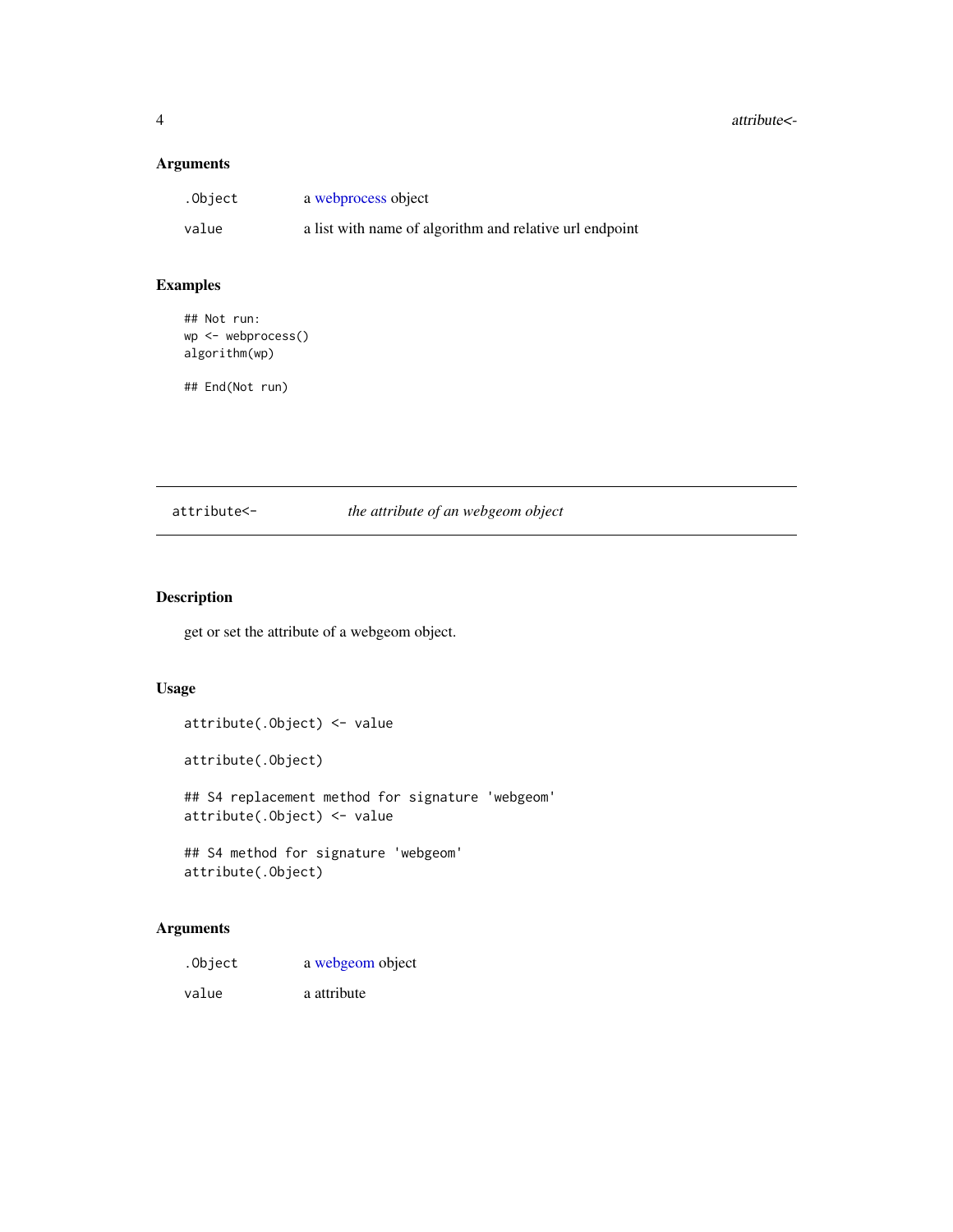### Arguments

| | |
|---|---|
| `.Object` | a webprocess object |
| `value` | a list with name of algorithm and relative url endpoint |

### Examples

```
## Not run:
wp <- webprocess()
algorithm(wp)

## End(Not run)
```

---

## `attribute<-` *the attribute of an webgeom object*

---

### Description

get or set the attribute of a webgeom object.

### Usage

```
attribute(.Object) <- value

attribute(.Object)

## S4 replacement method for signature 'webgeom'
attribute(.Object) <- value

## S4 method for signature 'webgeom'
attribute(.Object)
```

### Arguments

| | |
|---|---|
| `.Object` | a webgeom object |
| `value` | a attribute |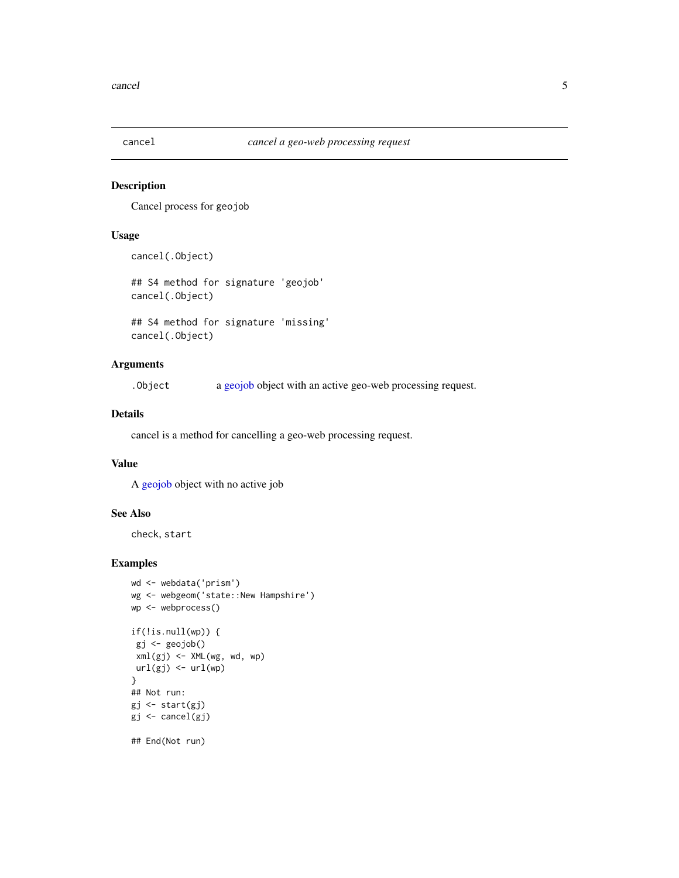## cancel — *cancel a geo-web processing request*

### Description

Cancel process for `geojob`

### Usage

```
cancel(.Object)

## S4 method for signature 'geojob'
cancel(.Object)

## S4 method for signature 'missing'
cancel(.Object)
```

### Arguments

| | |
|---|---|
| `.Object` | a geojob object with an active geo-web processing request. |

### Details

cancel is a method for cancelling a geo-web processing request.

### Value

A geojob object with no active job

### See Also

`check`, `start`

### Examples

```
wd <- webdata('prism')
wg <- webgeom('state::New Hampshire')
wp <- webprocess()

if(!is.null(wp)) {
 gj <- geojob()
 xml(gj) <- XML(wg, wd, wp)
 url(gj) <- url(wp)
}
## Not run:
gj <- start(gj)
gj <- cancel(gj)

## End(Not run)
```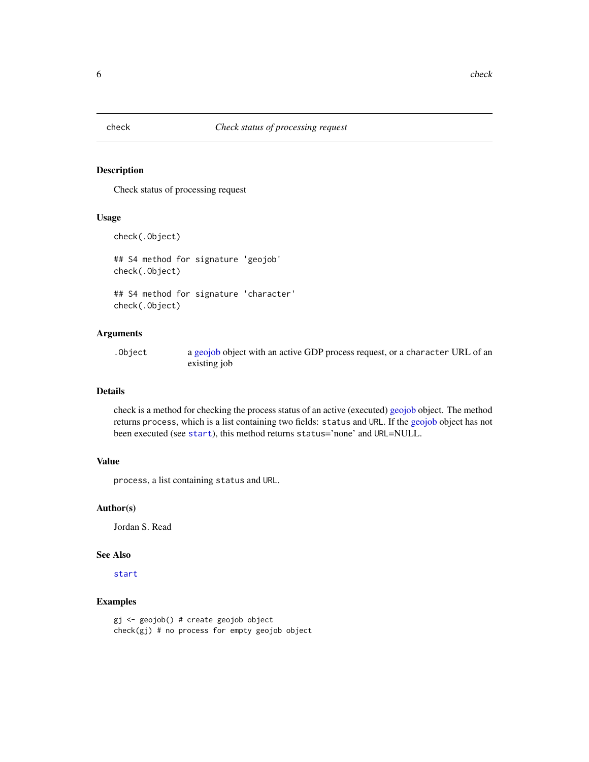# check — *Check status of processing request*

### Description

Check status of processing request

### Usage

```
check(.Object)

## S4 method for signature 'geojob'
check(.Object)

## S4 method for signature 'character'
check(.Object)
```

### Arguments

| | |
|---|---|
| `.Object` | a geojob object with an active GDP process request, or a `character` URL of an existing job |

### Details

check is a method for checking the process status of an active (executed) geojob object. The method returns `process`, which is a list containing two fields: `status` and `URL`. If the geojob object has not been executed (see `start`), this method returns `status`='none' and `URL`=NULL.

### Value

`process`, a list containing `status` and `URL`.

### Author(s)

Jordan S. Read

### See Also

`start`

### Examples

```
gj <- geojob() # create geojob object
check(gj) # no process for empty geojob object
```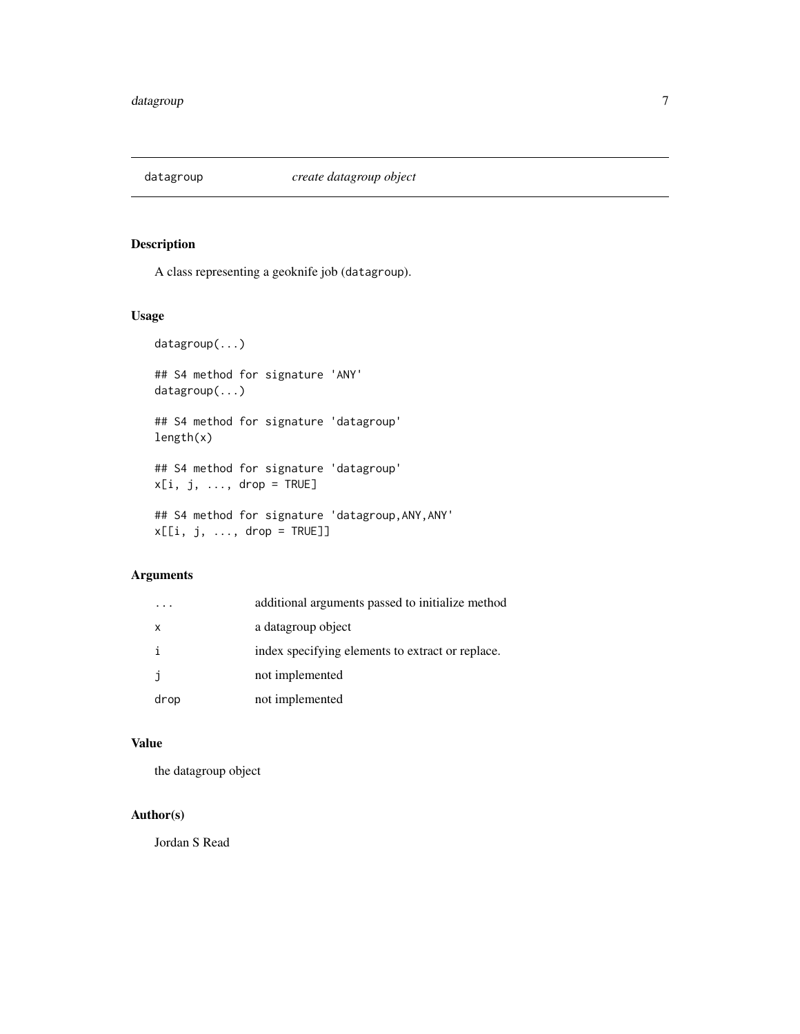## datagroup *create datagroup object*

### Description

A class representing a geoknife job (datagroup).

### Usage

```
datagroup(...)

## S4 method for signature 'ANY'
datagroup(...)

## S4 method for signature 'datagroup'
length(x)

## S4 method for signature 'datagroup'
x[i, j, ..., drop = TRUE]

## S4 method for signature 'datagroup,ANY,ANY'
x[[i, j, ..., drop = TRUE]]
```

### Arguments

| | |
|---|---|
| ... | additional arguments passed to initialize method |
| x | a datagroup object |
| i | index specifying elements to extract or replace. |
| j | not implemented |
| drop | not implemented |

### Value

the datagroup object

### Author(s)

Jordan S Read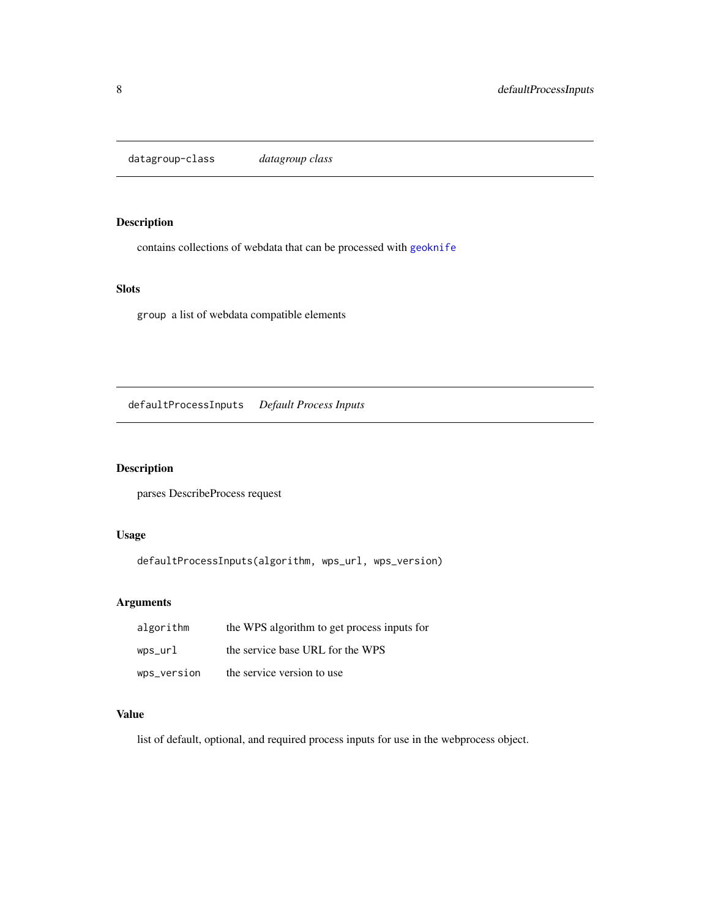## datagroup-class *datagroup class*

### Description

contains collections of webdata that can be processed with `geoknife`

### Slots

`group` a list of webdata compatible elements

## defaultProcessInputs *Default Process Inputs*

### Description

parses DescribeProcess request

### Usage

```
defaultProcessInputs(algorithm, wps_url, wps_version)
```

### Arguments

| | |
|---|---|
| `algorithm` | the WPS algorithm to get process inputs for |
| `wps_url` | the service base URL for the WPS |
| `wps_version` | the service version to use |

### Value

list of default, optional, and required process inputs for use in the webprocess object.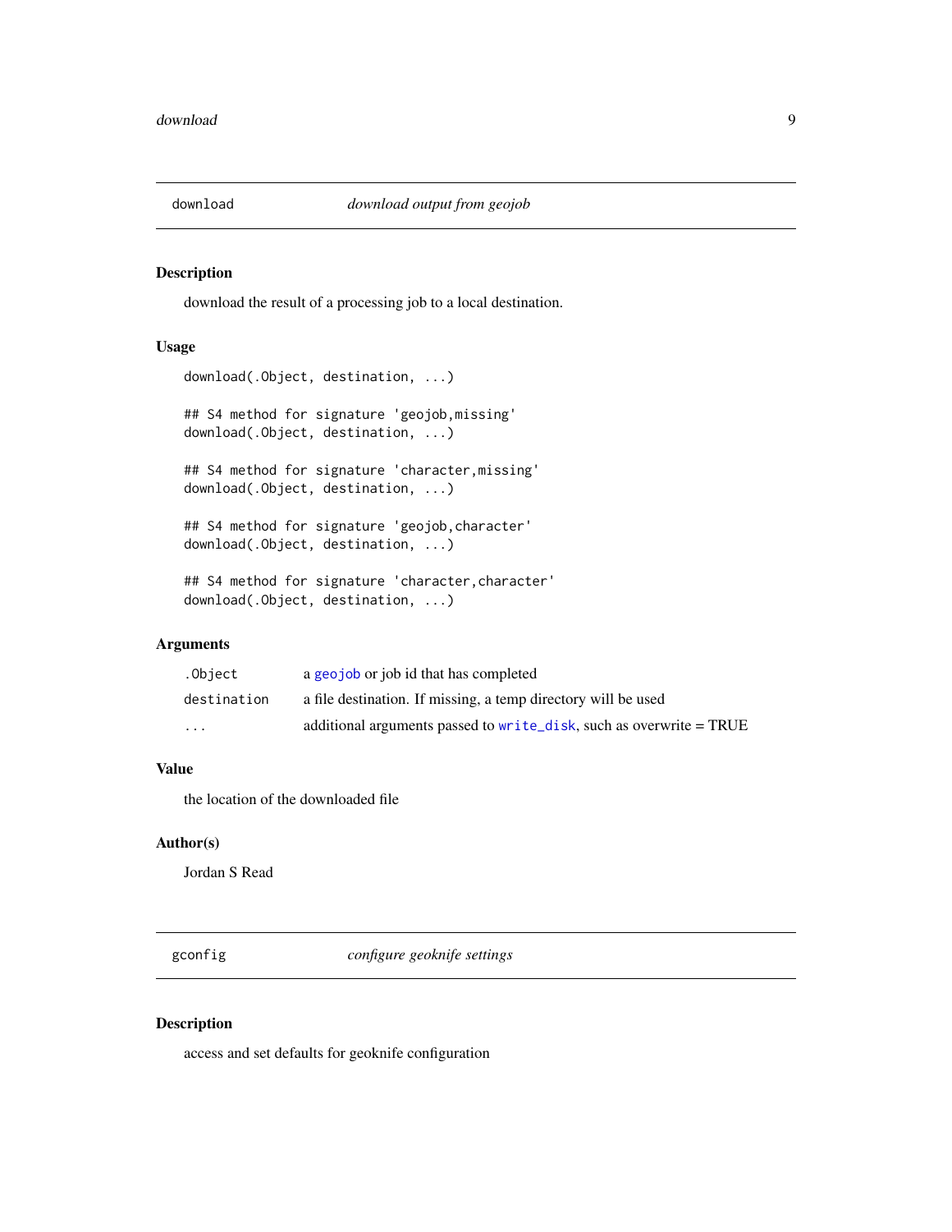## download — *download output from geojob*

### Description

download the result of a processing job to a local destination.

### Usage

```
download(.Object, destination, ...)

## S4 method for signature 'geojob,missing'
download(.Object, destination, ...)

## S4 method for signature 'character,missing'
download(.Object, destination, ...)

## S4 method for signature 'geojob,character'
download(.Object, destination, ...)

## S4 method for signature 'character,character'
download(.Object, destination, ...)
```

### Arguments

| | |
|---|---|
| `.Object` | a `geojob` or job id that has completed |
| `destination` | a file destination. If missing, a temp directory will be used |
| `...` | additional arguments passed to `write_disk`, such as overwrite = TRUE |

### Value

the location of the downloaded file

### Author(s)

Jordan S Read

## gconfig — *configure geoknife settings*

### Description

access and set defaults for geoknife configuration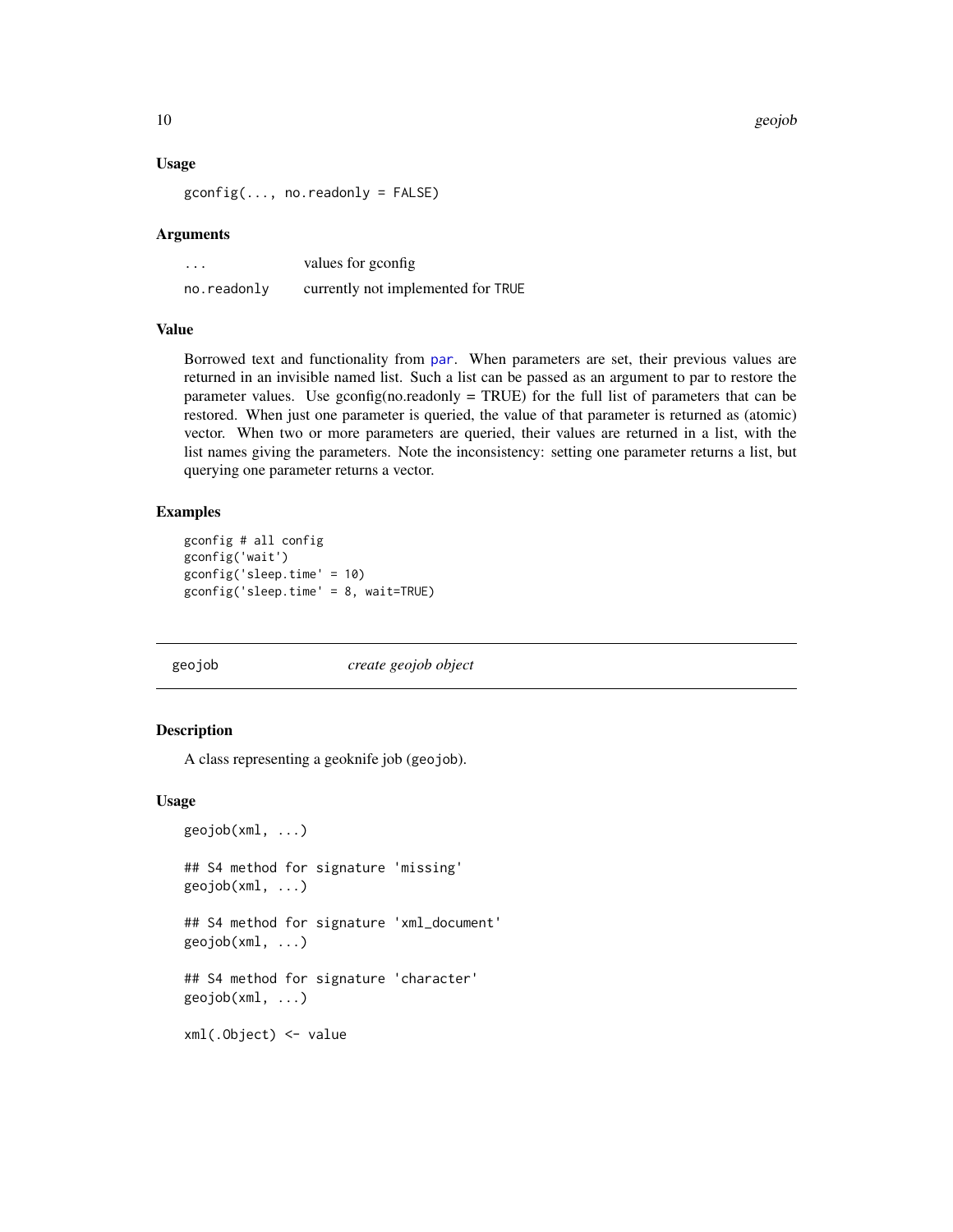### Usage

```
gconfig(..., no.readonly = FALSE)
```

### Arguments

| | |
|---|---|
| `...` | values for gconfig |
| `no.readonly` | currently not implemented for `TRUE` |

### Value

Borrowed text and functionality from `par`. When parameters are set, their previous values are returned in an invisible named list. Such a list can be passed as an argument to par to restore the parameter values. Use gconfig(no.readonly = TRUE) for the full list of parameters that can be restored. When just one parameter is queried, the value of that parameter is returned as (atomic) vector. When two or more parameters are queried, their values are returned in a list, with the list names giving the parameters. Note the inconsistency: setting one parameter returns a list, but querying one parameter returns a vector.

### Examples

```
gconfig # all config
gconfig('wait')
gconfig('sleep.time' = 10)
gconfig('sleep.time' = 8, wait=TRUE)
```

---

## geojob *create geojob object*

---

### Description

A class representing a geoknife job (`geojob`).

### Usage

```
geojob(xml, ...)

## S4 method for signature 'missing'
geojob(xml, ...)

## S4 method for signature 'xml_document'
geojob(xml, ...)

## S4 method for signature 'character'
geojob(xml, ...)

xml(.Object) <- value
```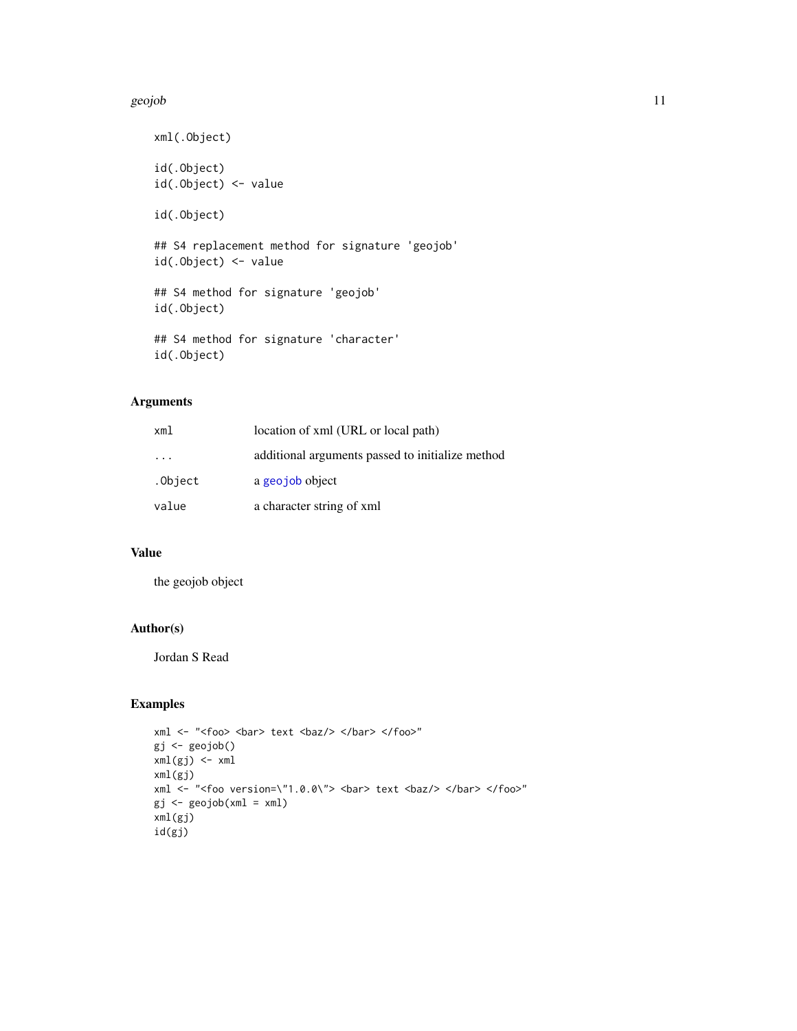```
xml(.Object)

id(.Object)
id(.Object) <- value

id(.Object)

## S4 replacement method for signature 'geojob'
id(.Object) <- value

## S4 method for signature 'geojob'
id(.Object)

## S4 method for signature 'character'
id(.Object)
```

## Arguments

| | |
|---|---|
| `xml` | location of xml (URL or local path) |
| `...` | additional arguments passed to initialize method |
| `.Object` | a `geojob` object |
| `value` | a character string of xml |

## Value

the geojob object

## Author(s)

Jordan S Read

## Examples

```
xml <- "<foo> <bar> text <baz/> </bar> </foo>"
gj <- geojob()
xml(gj) <- xml
xml(gj)
xml <- "<foo version=\"1.0.0\"> <bar> text <baz/> </bar> </foo>"
gj <- geojob(xml = xml)
xml(gj)
id(gj)
```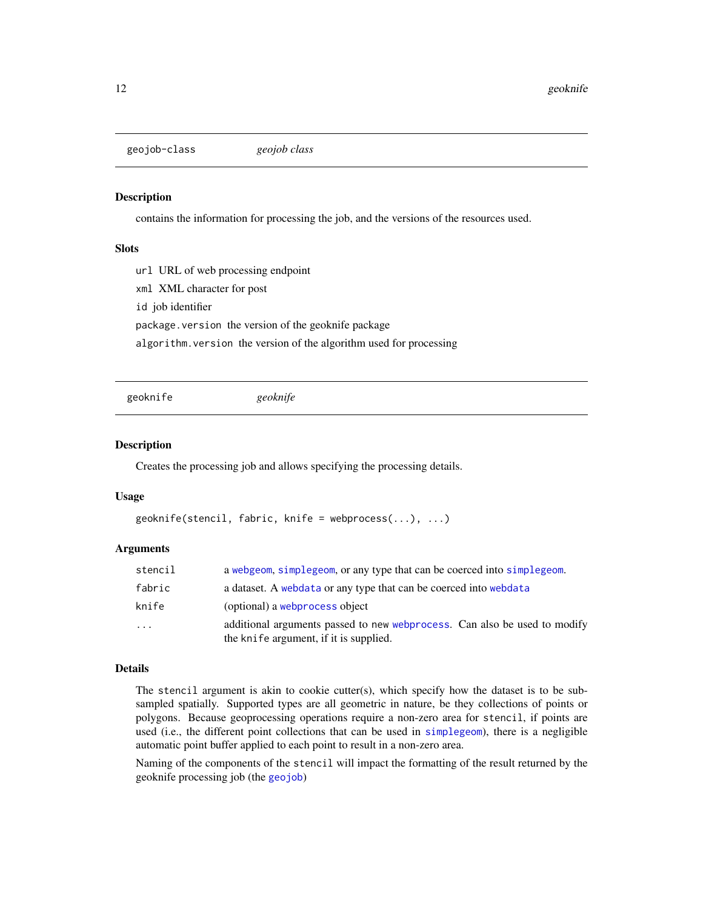## geojob-class *geojob class*

### Description

contains the information for processing the job, and the versions of the resources used.

### Slots

`url` URL of web processing endpoint

`xml` XML character for post

`id` job identifier

`package.version` the version of the geoknife package

`algorithm.version` the version of the algorithm used for processing

## geoknife *geoknife*

### Description

Creates the processing job and allows specifying the processing details.

### Usage

```
geoknife(stencil, fabric, knife = webprocess(...), ...)
```

### Arguments

| | |
|---|---|
| `stencil` | a `webgeom`, `simplegeom`, or any type that can be coerced into `simplegeom`. |
| `fabric` | a dataset. A `webdata` or any type that can be coerced into `webdata` |
| `knife` | (optional) a `webprocess` object |
| `...` | additional arguments passed to `new` `webprocess`. Can also be used to modify the `knife` argument, if it is supplied. |

### Details

The `stencil` argument is akin to cookie cutter(s), which specify how the dataset is to be subsampled spatially. Supported types are all geometric in nature, be they collections of points or polygons. Because geoprocessing operations require a non-zero area for `stencil`, if points are used (i.e., the different point collections that can be used in `simplegeom`), there is a negligible automatic point buffer applied to each point to result in a non-zero area.

Naming of the components of the `stencil` will impact the formatting of the result returned by the geoknife processing job (the `geojob`)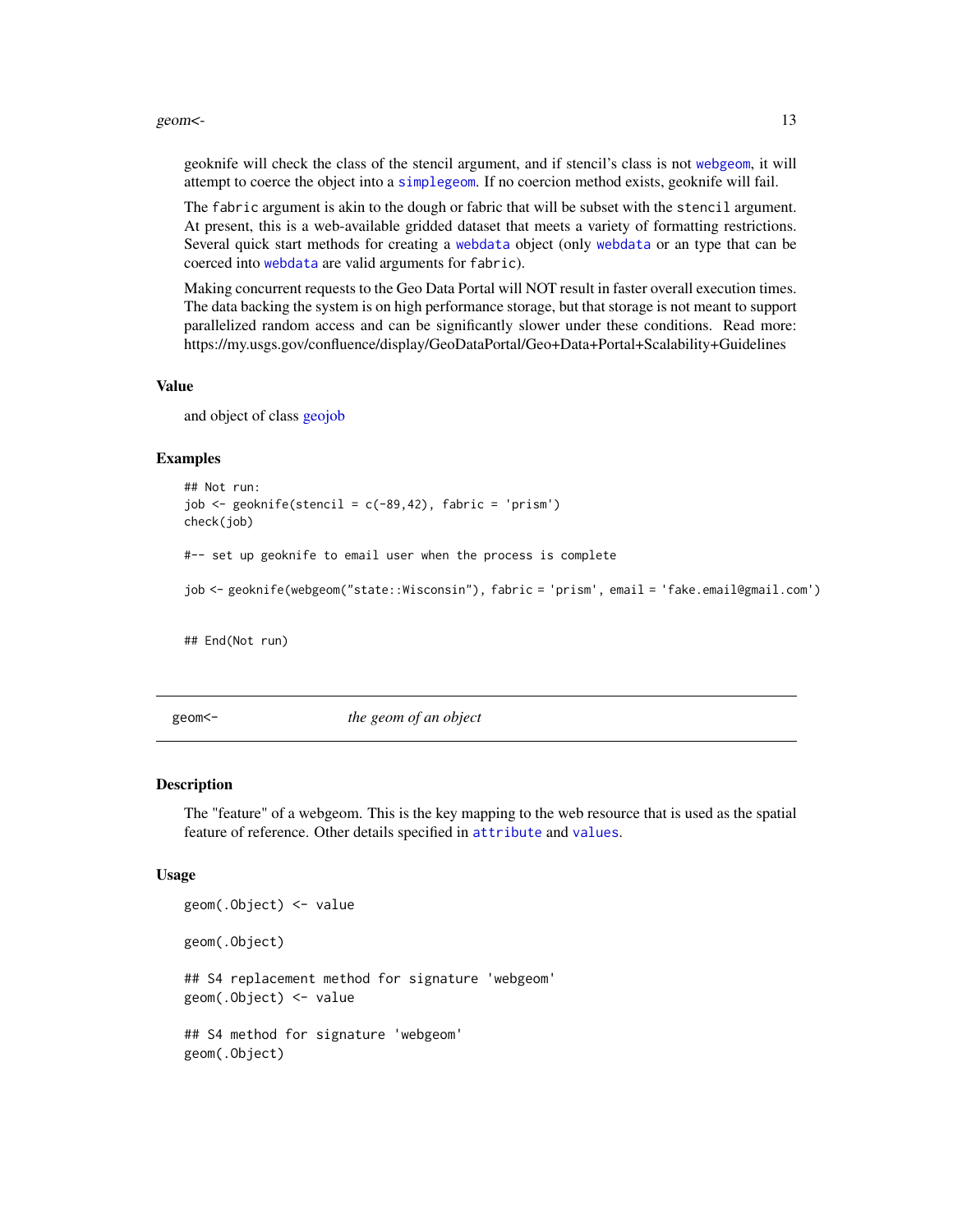geoknife will check the class of the stencil argument, and if stencil's class is not `webgeom`, it will attempt to coerce the object into a `simplegeom`. If no coercion method exists, geoknife will fail.

The `fabric` argument is akin to the dough or fabric that will be subset with the `stencil` argument. At present, this is a web-available gridded dataset that meets a variety of formatting restrictions. Several quick start methods for creating a `webdata` object (only `webdata` or an type that can be coerced into `webdata` are valid arguments for `fabric`).

Making concurrent requests to the Geo Data Portal will NOT result in faster overall execution times. The data backing the system is on high performance storage, but that storage is not meant to support parallelized random access and can be significantly slower under these conditions. Read more: https://my.usgs.gov/confluence/display/GeoDataPortal/Geo+Data+Portal+Scalability+Guidelines

### Value

and object of class geojob

### Examples

```
## Not run:
job <- geoknife(stencil = c(-89,42), fabric = 'prism')
check(job)

#-- set up geoknife to email user when the process is complete

job <- geoknife(webgeom("state::Wisconsin"), fabric = 'prism', email = 'fake.email@gmail.com')


## End(Not run)
```

---

## `geom<-` *the geom of an object*

### Description

The "feature" of a webgeom. This is the key mapping to the web resource that is used as the spatial feature of reference. Other details specified in `attribute` and `values`.

### Usage

```
geom(.Object) <- value

geom(.Object)

## S4 replacement method for signature 'webgeom'
geom(.Object) <- value

## S4 method for signature 'webgeom'
geom(.Object)
```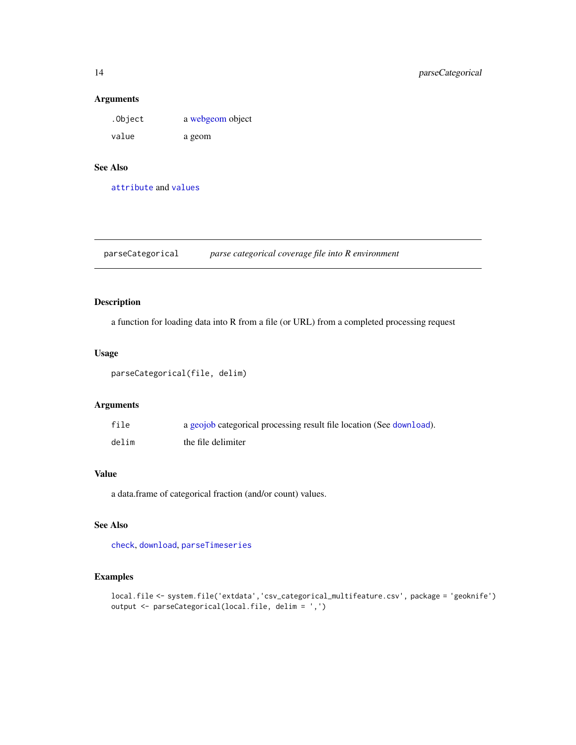### Arguments

| | |
|---|---|
| `.Object` | a webgeom object |
| `value` | a geom |

### See Also

`attribute` and `values`

---

## parseCategorical *parse categorical coverage file into R environment*

---

### Description

a function for loading data into R from a file (or URL) from a completed processing request

### Usage

```
parseCategorical(file, delim)
```

### Arguments

| | |
|---|---|
| `file` | a geojob categorical processing result file location (See `download`). |
| `delim` | the file delimiter |

### Value

a data.frame of categorical fraction (and/or count) values.

### See Also

`check`, `download`, `parseTimeseries`

### Examples

```
local.file <- system.file('extdata','csv_categorical_multifeature.csv', package = 'geoknife')
output <- parseCategorical(local.file, delim = ',')
```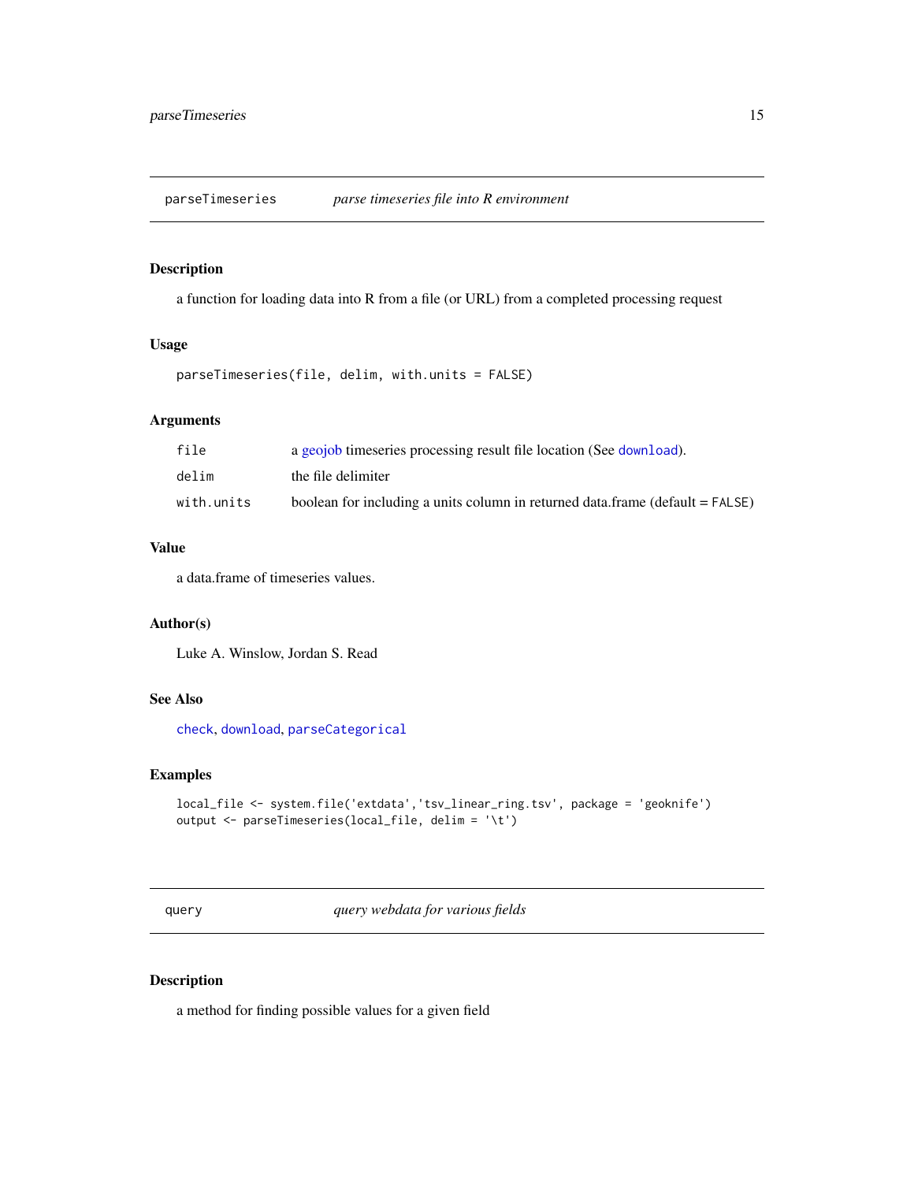## parseTimeseries *parse timeseries file into R environment*

### Description

a function for loading data into R from a file (or URL) from a completed processing request

### Usage

```
parseTimeseries(file, delim, with.units = FALSE)
```

### Arguments

| | |
|---|---|
| `file` | a geojob timeseries processing result file location (See `download`). |
| `delim` | the file delimiter |
| `with.units` | boolean for including a units column in returned data.frame (default = `FALSE`) |

### Value

a data.frame of timeseries values.

### Author(s)

Luke A. Winslow, Jordan S. Read

### See Also

`check`, `download`, `parseCategorical`

### Examples

```
local_file <- system.file('extdata','tsv_linear_ring.tsv', package = 'geoknife')
output <- parseTimeseries(local_file, delim = '\t')
```

## query *query webdata for various fields*

### Description

a method for finding possible values for a given field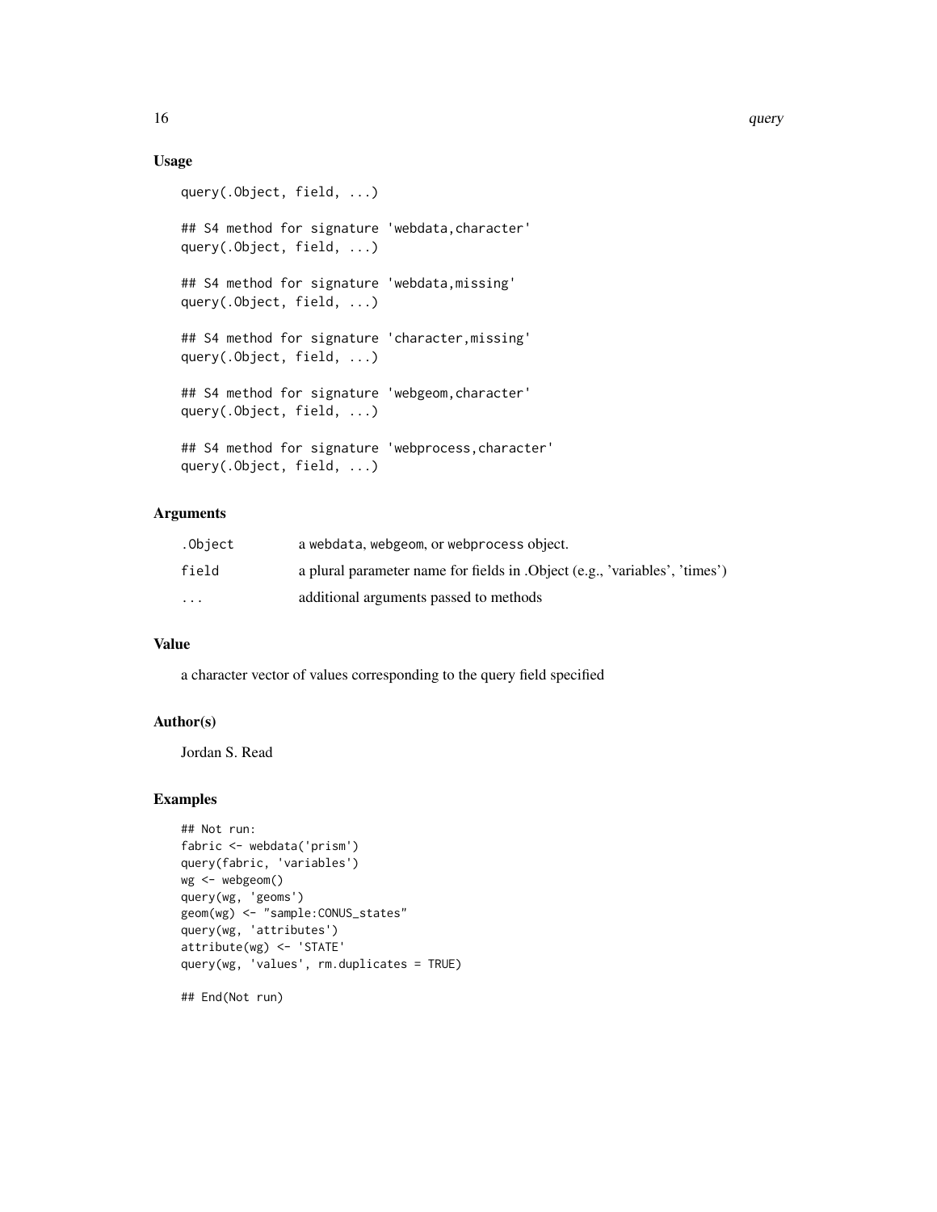### Usage

```
query(.Object, field, ...)

## S4 method for signature 'webdata,character'
query(.Object, field, ...)

## S4 method for signature 'webdata,missing'
query(.Object, field, ...)

## S4 method for signature 'character,missing'
query(.Object, field, ...)

## S4 method for signature 'webgeom,character'
query(.Object, field, ...)

## S4 method for signature 'webprocess,character'
query(.Object, field, ...)
```

### Arguments

| | |
|---|---|
| `.Object` | a `webdata`, `webgeom`, or `webprocess` object. |
| `field` | a plural parameter name for fields in .Object (e.g., 'variables', 'times') |
| `...` | additional arguments passed to methods |

### Value

a character vector of values corresponding to the query field specified

### Author(s)

Jordan S. Read

### Examples

```
## Not run:
fabric <- webdata('prism')
query(fabric, 'variables')
wg <- webgeom()
query(wg, 'geoms')
geom(wg) <- "sample:CONUS_states"
query(wg, 'attributes')
attribute(wg) <- 'STATE'
query(wg, 'values', rm.duplicates = TRUE)

## End(Not run)
```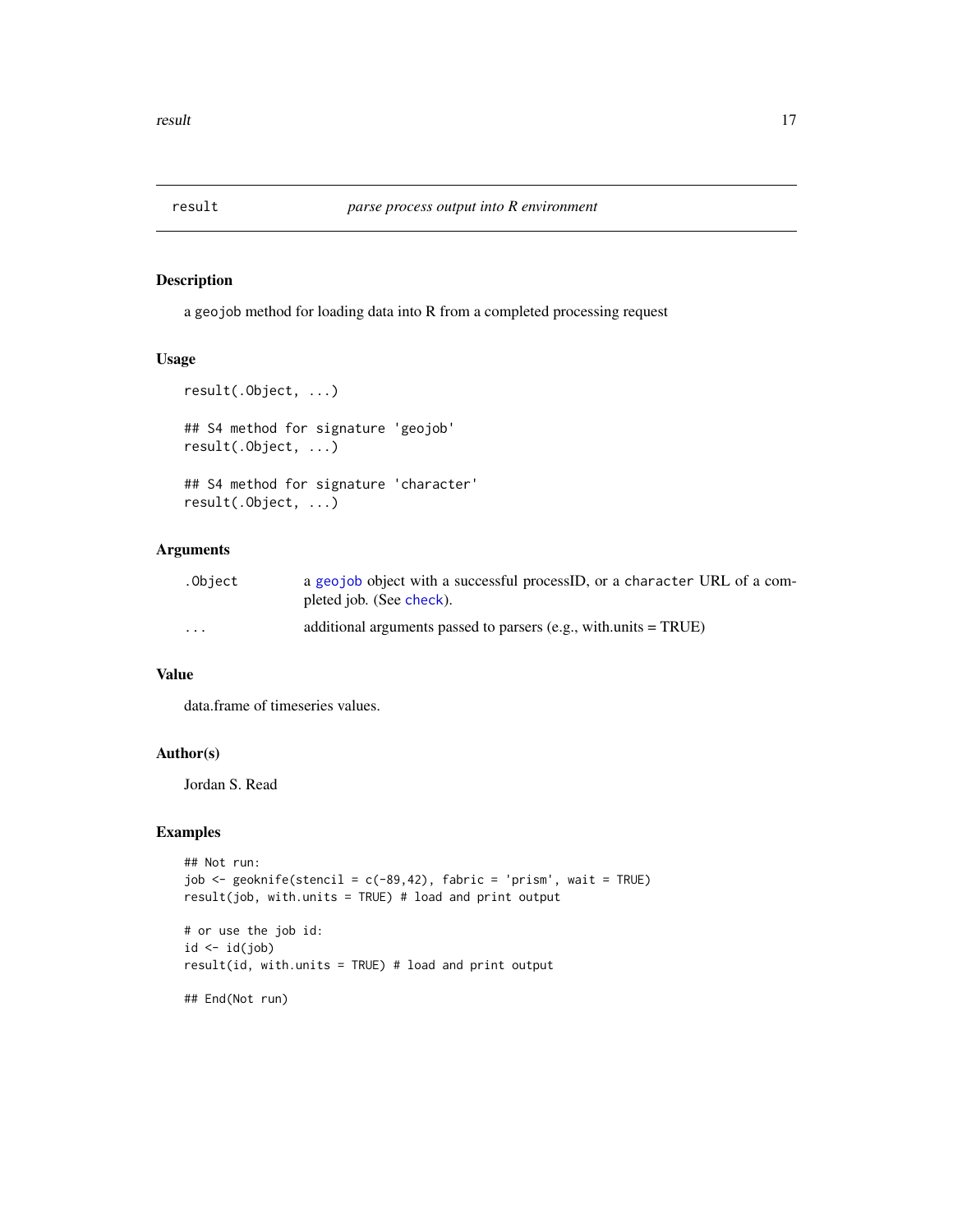## result — *parse process output into R environment*

### Description

a geojob method for loading data into R from a completed processing request

### Usage

```
result(.Object, ...)

## S4 method for signature 'geojob'
result(.Object, ...)

## S4 method for signature 'character'
result(.Object, ...)
```

### Arguments

| | |
|---|---|
| .Object | a geojob object with a successful processID, or a character URL of a completed job. (See check). |
| ... | additional arguments passed to parsers (e.g., with.units = TRUE) |

### Value

data.frame of timeseries values.

### Author(s)

Jordan S. Read

### Examples

```
## Not run:
job <- geoknife(stencil = c(-89,42), fabric = 'prism', wait = TRUE)
result(job, with.units = TRUE) # load and print output

# or use the job id:
id <- id(job)
result(id, with.units = TRUE) # load and print output

## End(Not run)
```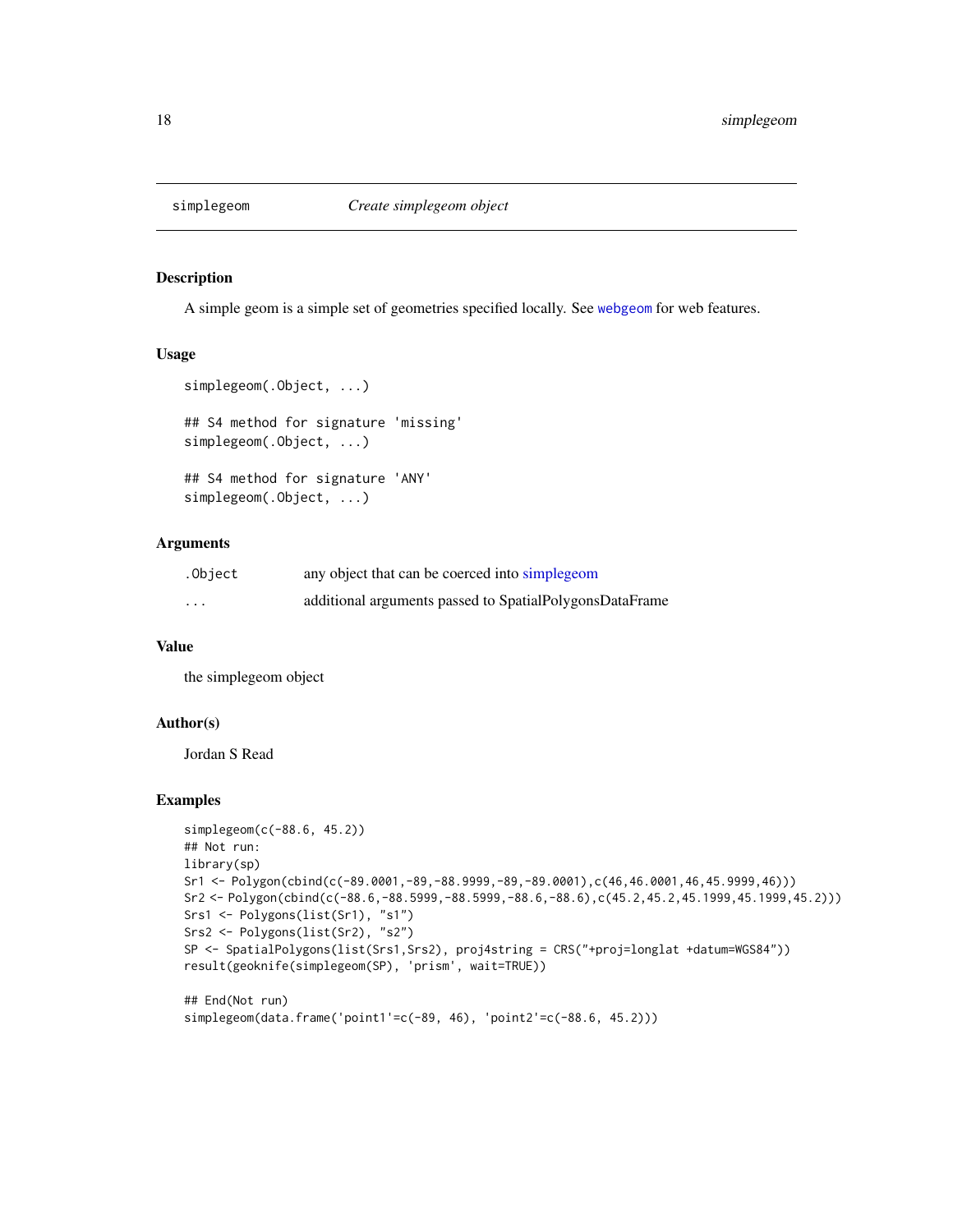# simplegeom — *Create simplegeom object*

## Description

A simple geom is a simple set of geometries specified locally. See `webgeom` for web features.

## Usage

```
simplegeom(.Object, ...)

## S4 method for signature 'missing'
simplegeom(.Object, ...)

## S4 method for signature 'ANY'
simplegeom(.Object, ...)
```

## Arguments

| | |
|---|---|
| `.Object` | any object that can be coerced into simplegeom |
| `...` | additional arguments passed to SpatialPolygonsDataFrame |

## Value

the simplegeom object

## Author(s)

Jordan S Read

## Examples

```
simplegeom(c(-88.6, 45.2))
## Not run:
library(sp)
Sr1 <- Polygon(cbind(c(-89.0001,-89,-88.9999,-89,-89.0001),c(46,46.0001,46,45.9999,46)))
Sr2 <- Polygon(cbind(c(-88.6,-88.5999,-88.5999,-88.6,-88.6),c(45.2,45.2,45.1999,45.1999,45.2)))
Srs1 <- Polygons(list(Sr1), "s1")
Srs2 <- Polygons(list(Sr2), "s2")
SP <- SpatialPolygons(list(Srs1,Srs2), proj4string = CRS("+proj=longlat +datum=WGS84"))
result(geoknife(simplegeom(SP), 'prism', wait=TRUE))

## End(Not run)
simplegeom(data.frame('point1'=c(-89, 46), 'point2'=c(-88.6, 45.2)))
```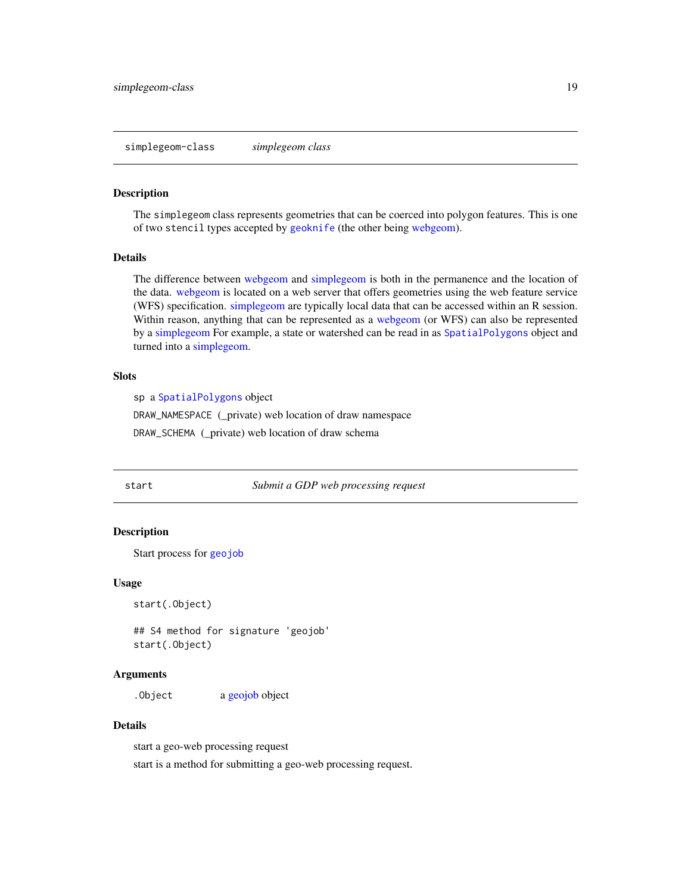## simplegeom-class &nbsp;&nbsp;&nbsp; *simplegeom class*

### Description

The `simplegeom` class represents geometries that can be coerced into polygon features. This is one of two `stencil` types accepted by `geoknife` (the other being webgeom).

### Details

The difference between webgeom and simplegeom is both in the permanence and the location of the data. webgeom is located on a web server that offers geometries using the web feature service (WFS) specification. simplegeom are typically local data that can be accessed within an R session. Within reason, anything that can be represented as a webgeom (or WFS) can also be represented by a simplegeom For example, a state or watershed can be read in as `SpatialPolygons` object and turned into a simplegeom.

### Slots

`sp` a `SpatialPolygons` object

`DRAW_NAMESPACE` (_private) web location of draw namespace

`DRAW_SCHEMA` (_private) web location of draw schema

## start &nbsp;&nbsp;&nbsp; *Submit a GDP web processing request*

### Description

Start process for `geojob`

### Usage

```
start(.Object)

## S4 method for signature 'geojob'
start(.Object)
```

### Arguments

| | |
|---|---|
| `.Object` | a geojob object |

### Details

start a geo-web processing request

start is a method for submitting a geo-web processing request.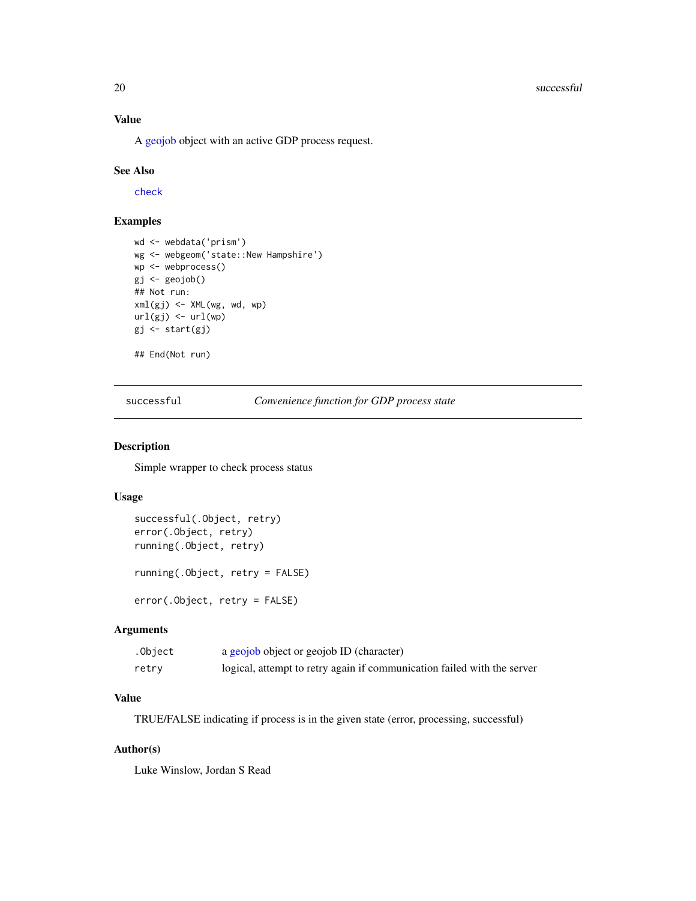### Value

A geojob object with an active GDP process request.

### See Also

check

### Examples

```
wd <- webdata('prism')
wg <- webgeom('state::New Hampshire')
wp <- webprocess()
gj <- geojob()
## Not run:
xml(gj) <- XML(wg, wd, wp)
url(gj) <- url(wp)
gj <- start(gj)

## End(Not run)
```

---

## successful — *Convenience function for GDP process state*

### Description

Simple wrapper to check process status

### Usage

```
successful(.Object, retry)
error(.Object, retry)
running(.Object, retry)

running(.Object, retry = FALSE)

error(.Object, retry = FALSE)
```

### Arguments

| | |
|---|---|
| .Object | a geojob object or geojob ID (character) |
| retry | logical, attempt to retry again if communication failed with the server |

### Value

TRUE/FALSE indicating if process is in the given state (error, processing, successful)

### Author(s)

Luke Winslow, Jordan S Read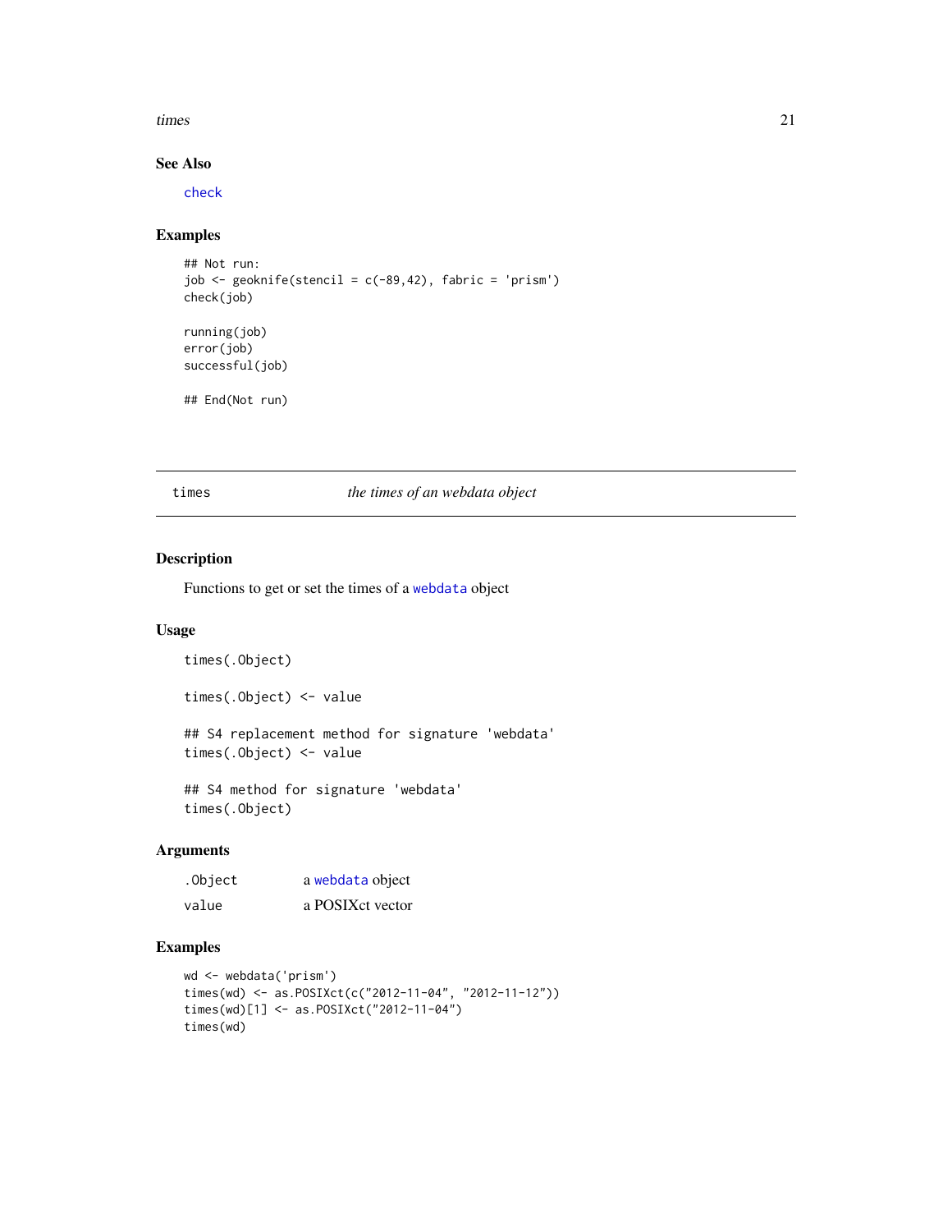### See Also

check

### Examples

```
## Not run:
job <- geoknife(stencil = c(-89,42), fabric = 'prism')
check(job)

running(job)
error(job)
successful(job)

## End(Not run)
```

---

## times — *the times of an webdata object*

---

### Description

Functions to get or set the times of a webdata object

### Usage

```
times(.Object)

times(.Object) <- value

## S4 replacement method for signature 'webdata'
times(.Object) <- value

## S4 method for signature 'webdata'
times(.Object)
```

### Arguments

| | |
|---|---|
| .Object | a webdata object |
| value | a POSIXct vector |

### Examples

```
wd <- webdata('prism')
times(wd) <- as.POSIXct(c("2012-11-04", "2012-11-12"))
times(wd)[1] <- as.POSIXct("2012-11-04")
times(wd)
```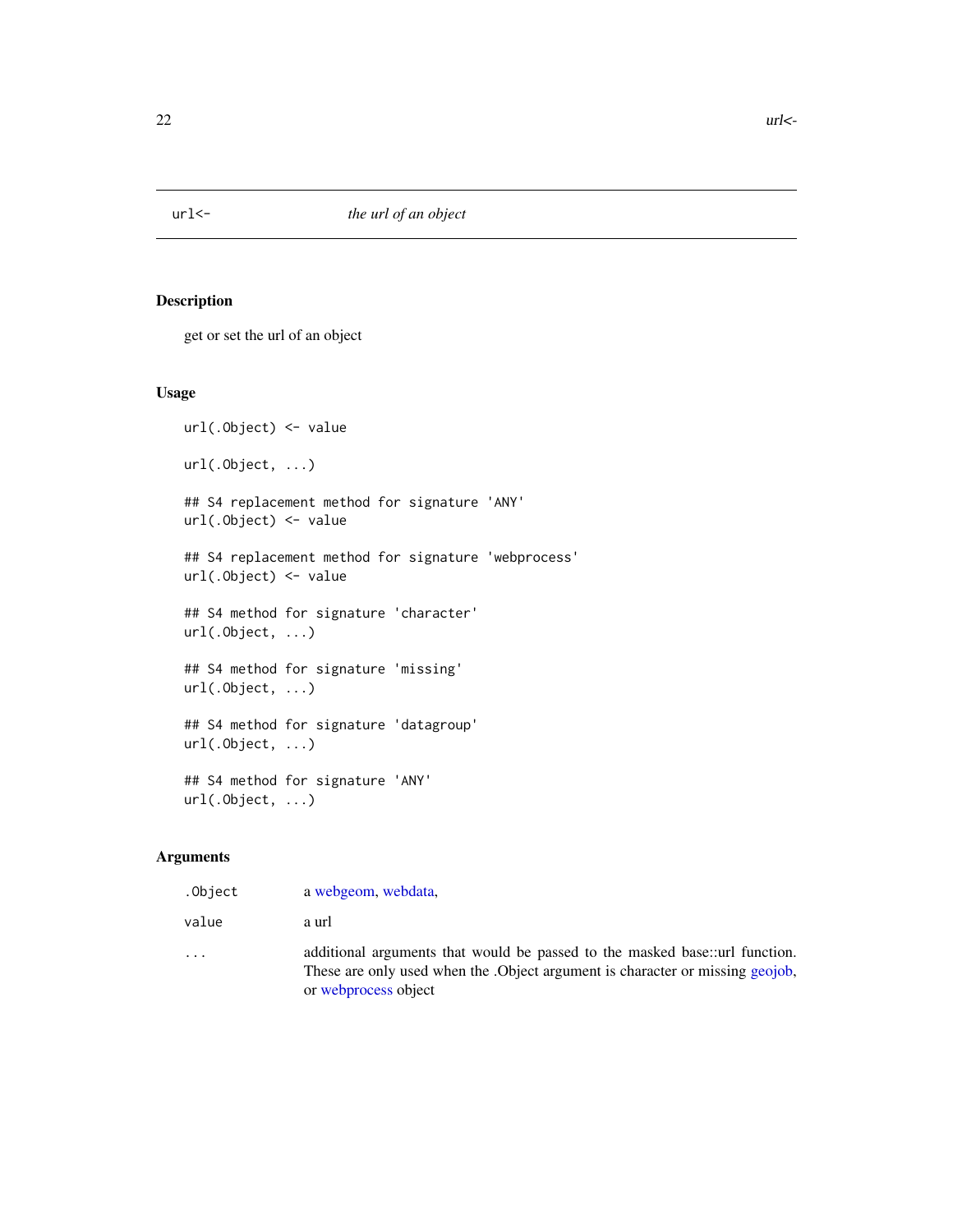url<- *the url of an object*

## Description

get or set the url of an object

## Usage

```
url(.Object) <- value

url(.Object, ...)

## S4 replacement method for signature 'ANY'
url(.Object) <- value

## S4 replacement method for signature 'webprocess'
url(.Object) <- value

## S4 method for signature 'character'
url(.Object, ...)

## S4 method for signature 'missing'
url(.Object, ...)

## S4 method for signature 'datagroup'
url(.Object, ...)

## S4 method for signature 'ANY'
url(.Object, ...)
```

## Arguments

| | |
|---|---|
| .Object | a webgeom, webdata, |
| value | a url |
| ... | additional arguments that would be passed to the masked base::url function. These are only used when the .Object argument is character or missing geojob, or webprocess object |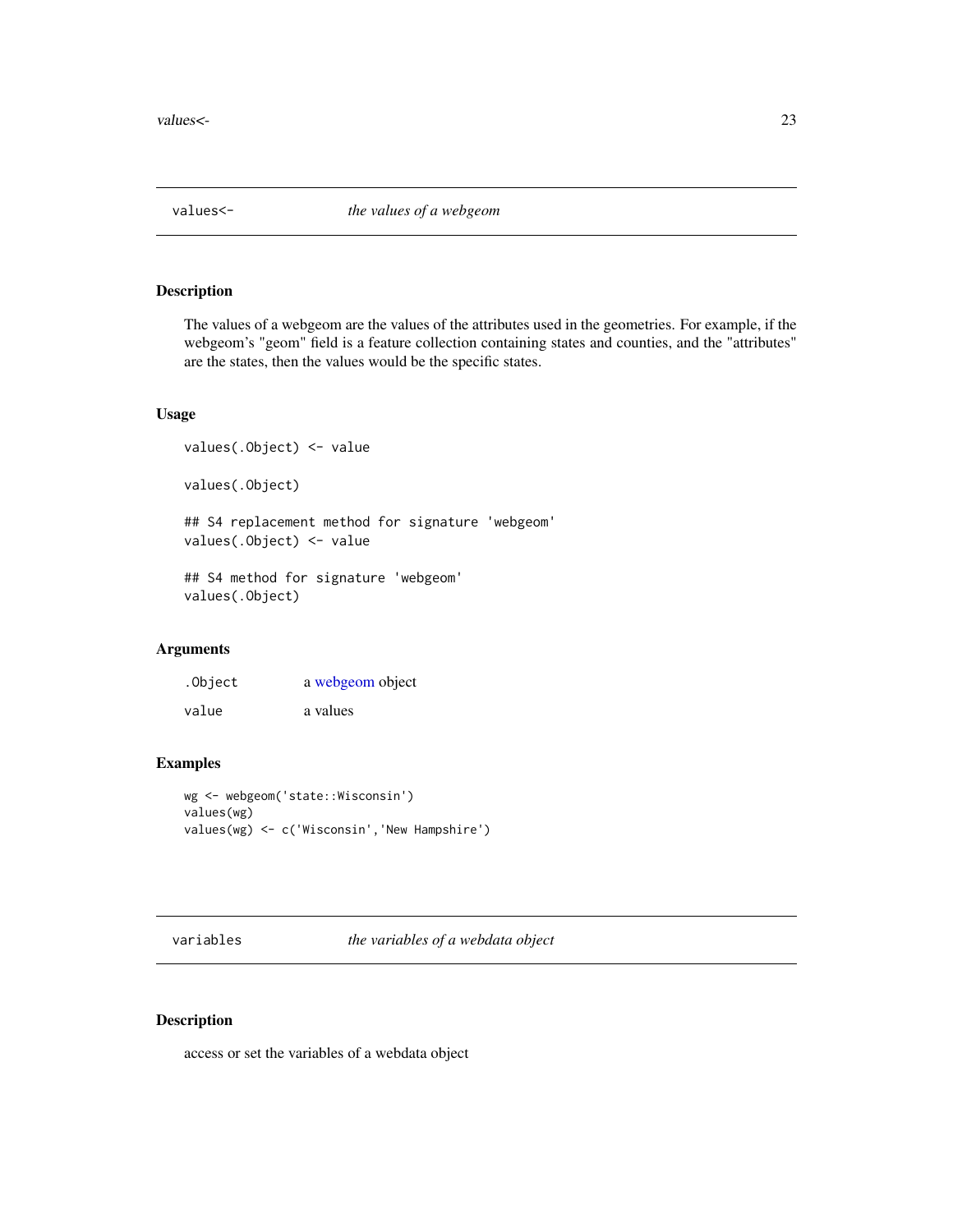## values<- *the values of a webgeom*

### Description

The values of a webgeom are the values of the attributes used in the geometries. For example, if the webgeom's "geom" field is a feature collection containing states and counties, and the "attributes" are the states, then the values would be the specific states.

### Usage

```
values(.Object) <- value

values(.Object)

## S4 replacement method for signature 'webgeom'
values(.Object) <- value

## S4 method for signature 'webgeom'
values(.Object)
```

### Arguments

| | |
|---|---|
| .Object | a webgeom object |
| value | a values |

### Examples

```
wg <- webgeom('state::Wisconsin')
values(wg)
values(wg) <- c('Wisconsin','New Hampshire')
```

## variables *the variables of a webdata object*

### Description

access or set the variables of a webdata object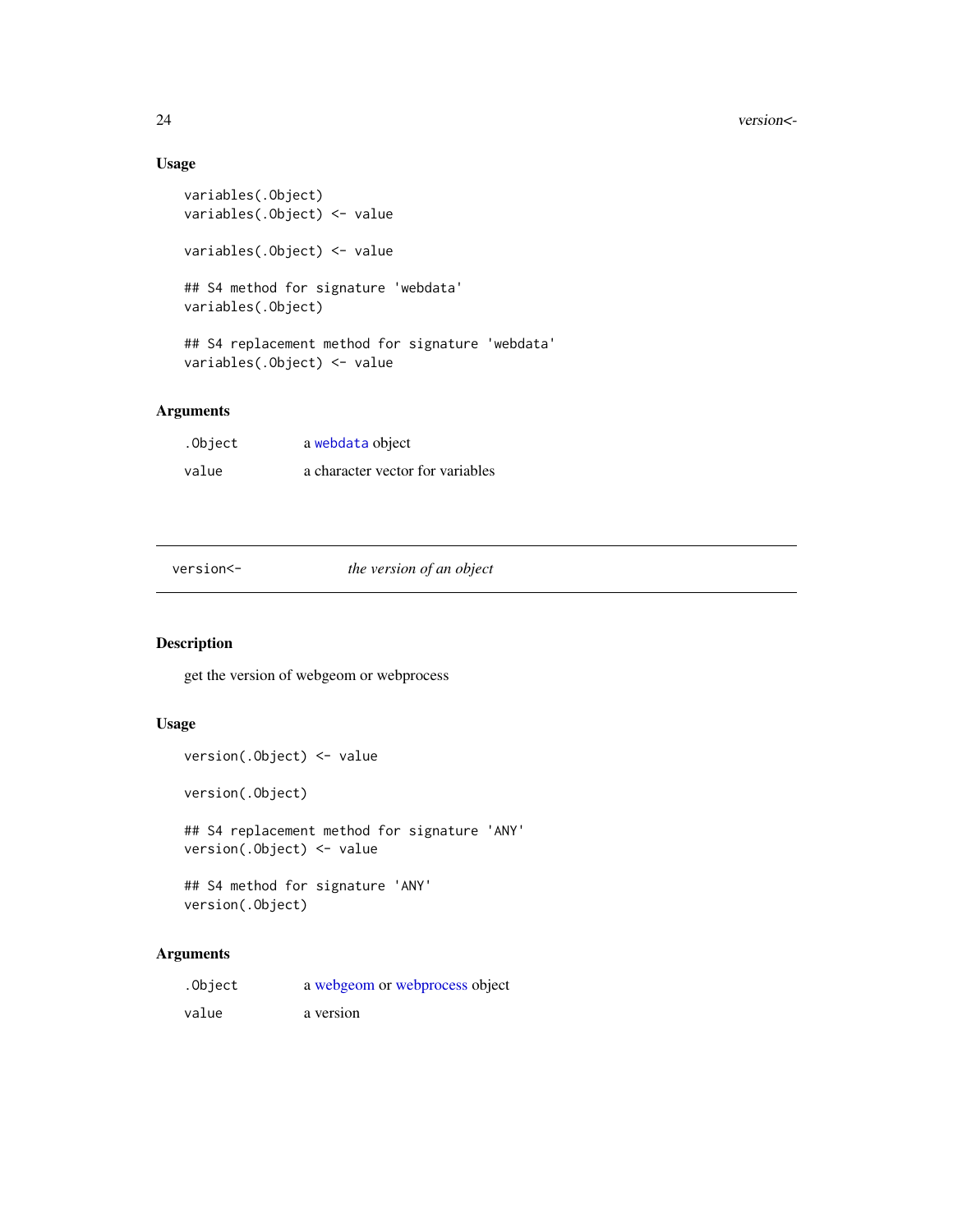### Usage

```
variables(.Object)
variables(.Object) <- value

variables(.Object) <- value

## S4 method for signature 'webdata'
variables(.Object)

## S4 replacement method for signature 'webdata'
variables(.Object) <- value
```

### Arguments

| | |
|---|---|
| .Object | a webdata object |
| value | a character vector for variables |

---

## version<- *the version of an object*

---

### Description

get the version of webgeom or webprocess

### Usage

```
version(.Object) <- value

version(.Object)

## S4 replacement method for signature 'ANY'
version(.Object) <- value

## S4 method for signature 'ANY'
version(.Object)
```

### Arguments

| | |
|---|---|
| .Object | a webgeom or webprocess object |
| value | a version |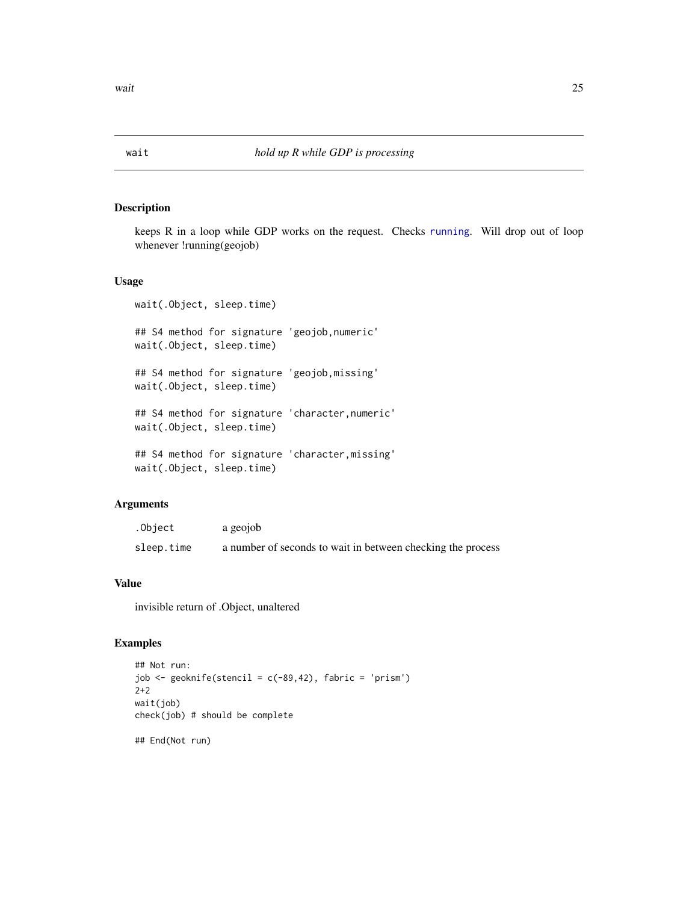## wait — *hold up R while GDP is processing*

### Description

keeps R in a loop while GDP works on the request. Checks running. Will drop out of loop whenever !running(geojob)

### Usage

```
wait(.Object, sleep.time)

## S4 method for signature 'geojob,numeric'
wait(.Object, sleep.time)

## S4 method for signature 'geojob,missing'
wait(.Object, sleep.time)

## S4 method for signature 'character,numeric'
wait(.Object, sleep.time)

## S4 method for signature 'character,missing'
wait(.Object, sleep.time)
```

### Arguments

| | |
|---|---|
| .Object | a geojob |
| sleep.time | a number of seconds to wait in between checking the process |

### Value

invisible return of .Object, unaltered

### Examples

```
## Not run:
job <- geoknife(stencil = c(-89,42), fabric = 'prism')
2+2
wait(job)
check(job) # should be complete

## End(Not run)
```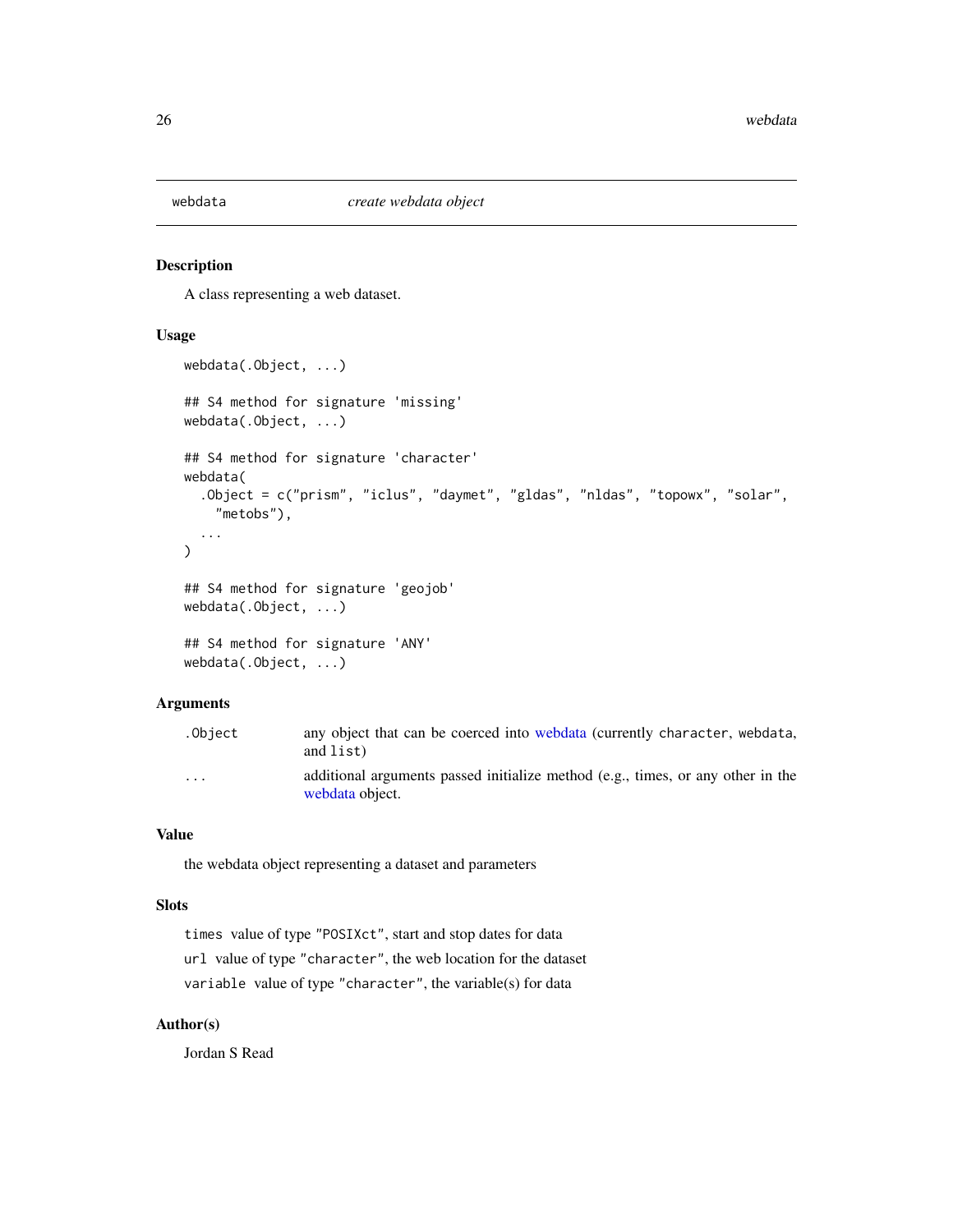## webdata — *create webdata object*

### Description

A class representing a web dataset.

### Usage

```
webdata(.Object, ...)

## S4 method for signature 'missing'
webdata(.Object, ...)

## S4 method for signature 'character'
webdata(
  .Object = c("prism", "iclus", "daymet", "gldas", "nldas", "topowx", "solar",
    "metobs"),
  ...
)

## S4 method for signature 'geojob'
webdata(.Object, ...)

## S4 method for signature 'ANY'
webdata(.Object, ...)
```

### Arguments

| | |
|---|---|
| `.Object` | any object that can be coerced into webdata (currently `character`, `webdata`, and `list`) |
| `...` | additional arguments passed initialize method (e.g., times, or any other in the webdata object. |

### Value

the webdata object representing a dataset and parameters

### Slots

`times` value of type `"POSIXct"`, start and stop dates for data

`url` value of type `"character"`, the web location for the dataset

`variable` value of type `"character"`, the variable(s) for data

### Author(s)

Jordan S Read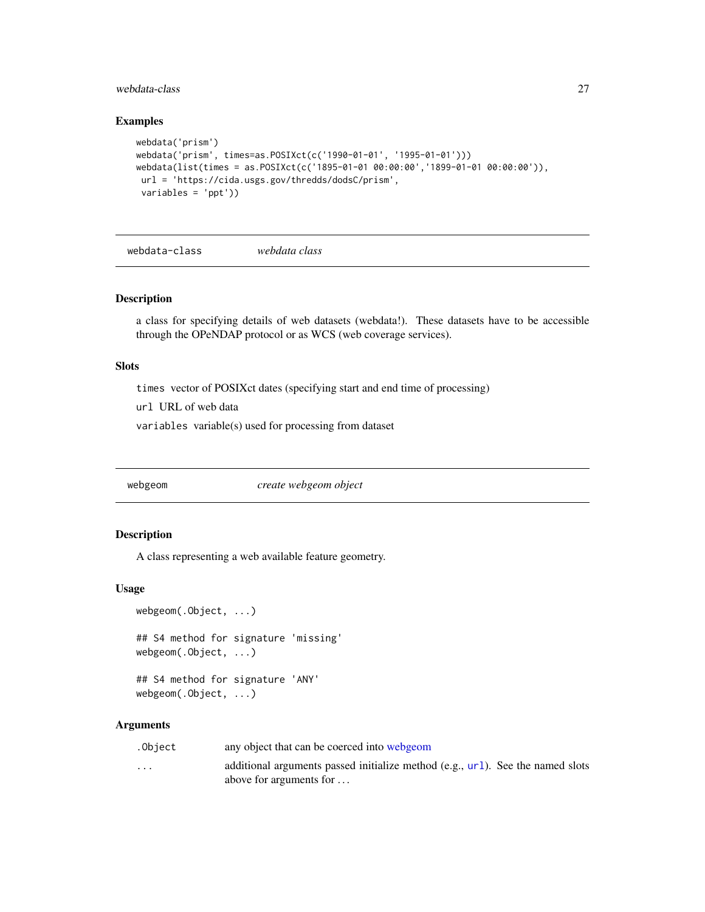## Examples

```
webdata('prism')
webdata('prism', times=as.POSIXct(c('1990-01-01', '1995-01-01')))
webdata(list(times = as.POSIXct(c('1895-01-01 00:00:00','1899-01-01 00:00:00')),
 url = 'https://cida.usgs.gov/thredds/dodsC/prism',
 variables = 'ppt'))
```

---

# webdata-class    *webdata class*

---

## Description

a class for specifying details of web datasets (webdata!). These datasets have to be accessible through the OPeNDAP protocol or as WCS (web coverage services).

## Slots

`times` vector of POSIXct dates (specifying start and end time of processing)

`url` URL of web data

`variables` variable(s) used for processing from dataset

---

# webgeom    *create webgeom object*

---

## Description

A class representing a web available feature geometry.

## Usage

```
webgeom(.Object, ...)

## S4 method for signature 'missing'
webgeom(.Object, ...)

## S4 method for signature 'ANY'
webgeom(.Object, ...)
```

## Arguments

| | |
|---|---|
| `.Object` | any object that can be coerced into webgeom |
| `...` | additional arguments passed initialize method (e.g., `url`). See the named slots above for arguments for ... |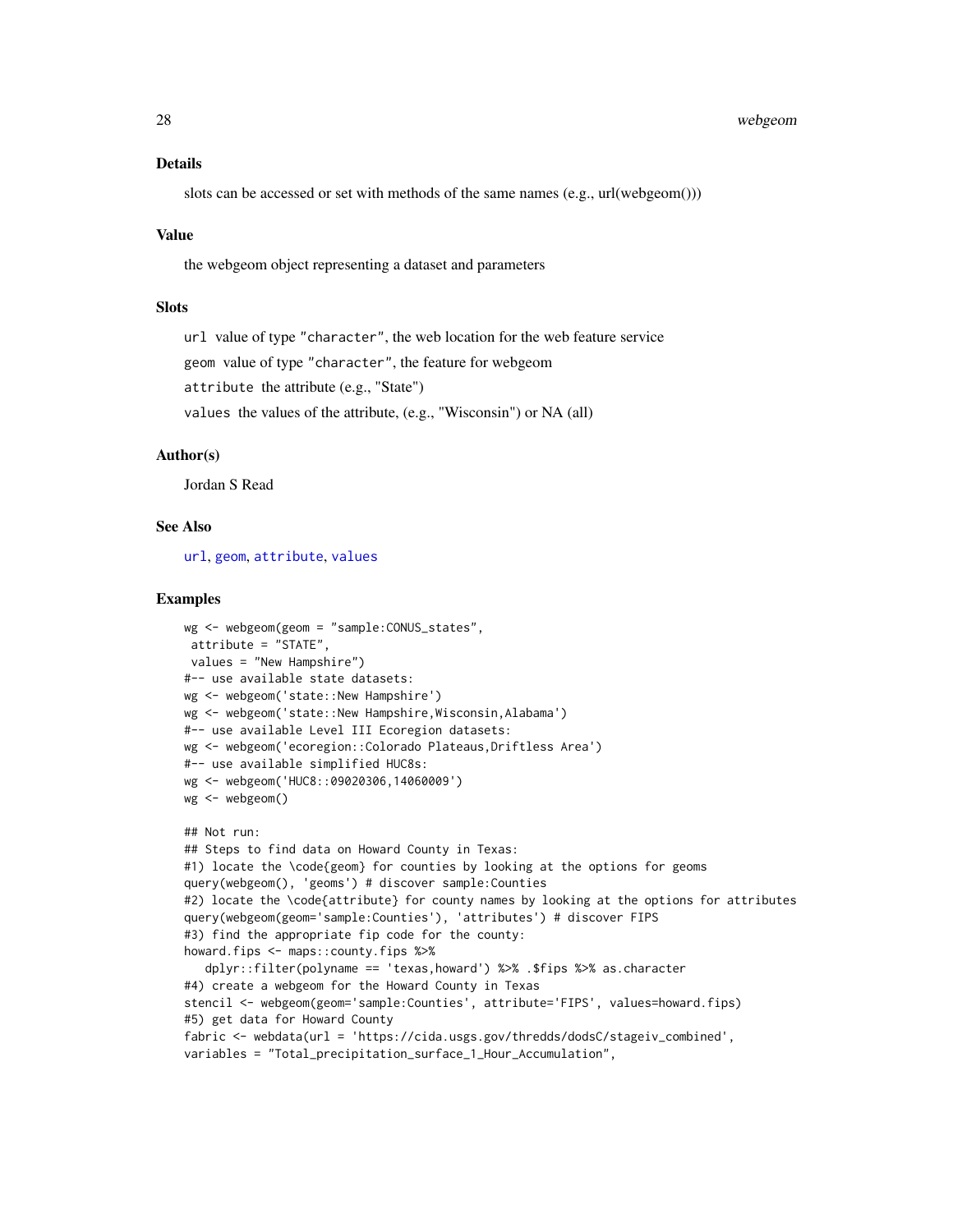### Details

slots can be accessed or set with methods of the same names (e.g., url(webgeom()))

### Value

the webgeom object representing a dataset and parameters

### Slots

`url` value of type "character", the web location for the web feature service

`geom` value of type "character", the feature for webgeom

`attribute` the attribute (e.g., "State")

`values` the values of the attribute, (e.g., "Wisconsin") or NA (all)

### Author(s)

Jordan S Read

### See Also

url, geom, attribute, values

### Examples

```
wg <- webgeom(geom = "sample:CONUS_states",
 attribute = "STATE",
 values = "New Hampshire")
#-- use available state datasets:
wg <- webgeom('state::New Hampshire')
wg <- webgeom('state::New Hampshire,Wisconsin,Alabama')
#-- use available Level III Ecoregion datasets:
wg <- webgeom('ecoregion::Colorado Plateaus,Driftless Area')
#-- use available simplified HUC8s:
wg <- webgeom('HUC8::09020306,14060009')
wg <- webgeom()

## Not run:
## Steps to find data on Howard County in Texas:
#1) locate the \code{geom} for counties by looking at the options for geoms
query(webgeom(), 'geoms') # discover sample:Counties
#2) locate the \code{attribute} for county names by looking at the options for attributes
query(webgeom(geom='sample:Counties'), 'attributes') # discover FIPS
#3) find the appropriate fip code for the county:
howard.fips <- maps::county.fips %>%
   dplyr::filter(polyname == 'texas,howard') %>% .$fips %>% as.character
#4) create a webgeom for the Howard County in Texas
stencil <- webgeom(geom='sample:Counties', attribute='FIPS', values=howard.fips)
#5) get data for Howard County
fabric <- webdata(url = 'https://cida.usgs.gov/thredds/dodsC/stageiv_combined',
variables = "Total_precipitation_surface_1_Hour_Accumulation",
```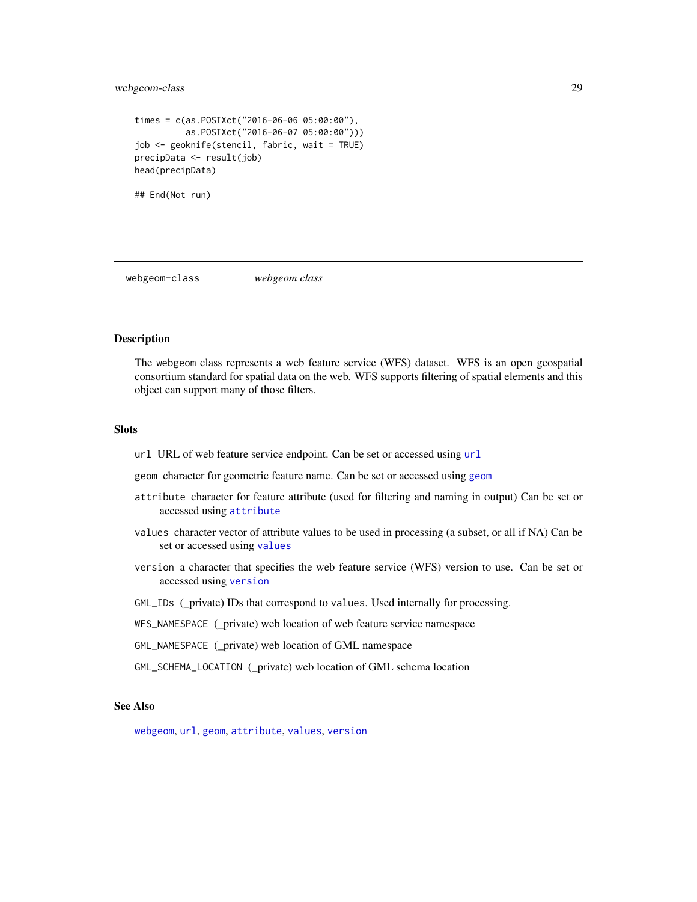```
times = c(as.POSIXct("2016-06-06 05:00:00"),
          as.POSIXct("2016-06-07 05:00:00")))
job <- geoknife(stencil, fabric, wait = TRUE)
precipData <- result(job)
head(precipData)

## End(Not run)
```

---

webgeom-class &nbsp;&nbsp;&nbsp;&nbsp; *webgeom class*

---

### Description

The webgeom class represents a web feature service (WFS) dataset. WFS is an open geospatial consortium standard for spatial data on the web. WFS supports filtering of spatial elements and this object can support many of those filters.

### Slots

- `url` URL of web feature service endpoint. Can be set or accessed using `url`
- `geom` character for geometric feature name. Can be set or accessed using `geom`
- `attribute` character for feature attribute (used for filtering and naming in output) Can be set or accessed using `attribute`
- `values` character vector of attribute values to be used in processing (a subset, or all if NA) Can be set or accessed using `values`
- `version` a character that specifies the web feature service (WFS) version to use. Can be set or accessed using `version`
- `GML_IDs` (_private) IDs that correspond to `values`. Used internally for processing.
- `WFS_NAMESPACE` (_private) web location of web feature service namespace
- `GML_NAMESPACE` (_private) web location of GML namespace
- `GML_SCHEMA_LOCATION` (_private) web location of GML schema location

### See Also

`webgeom`, `url`, `geom`, `attribute`, `values`, `version`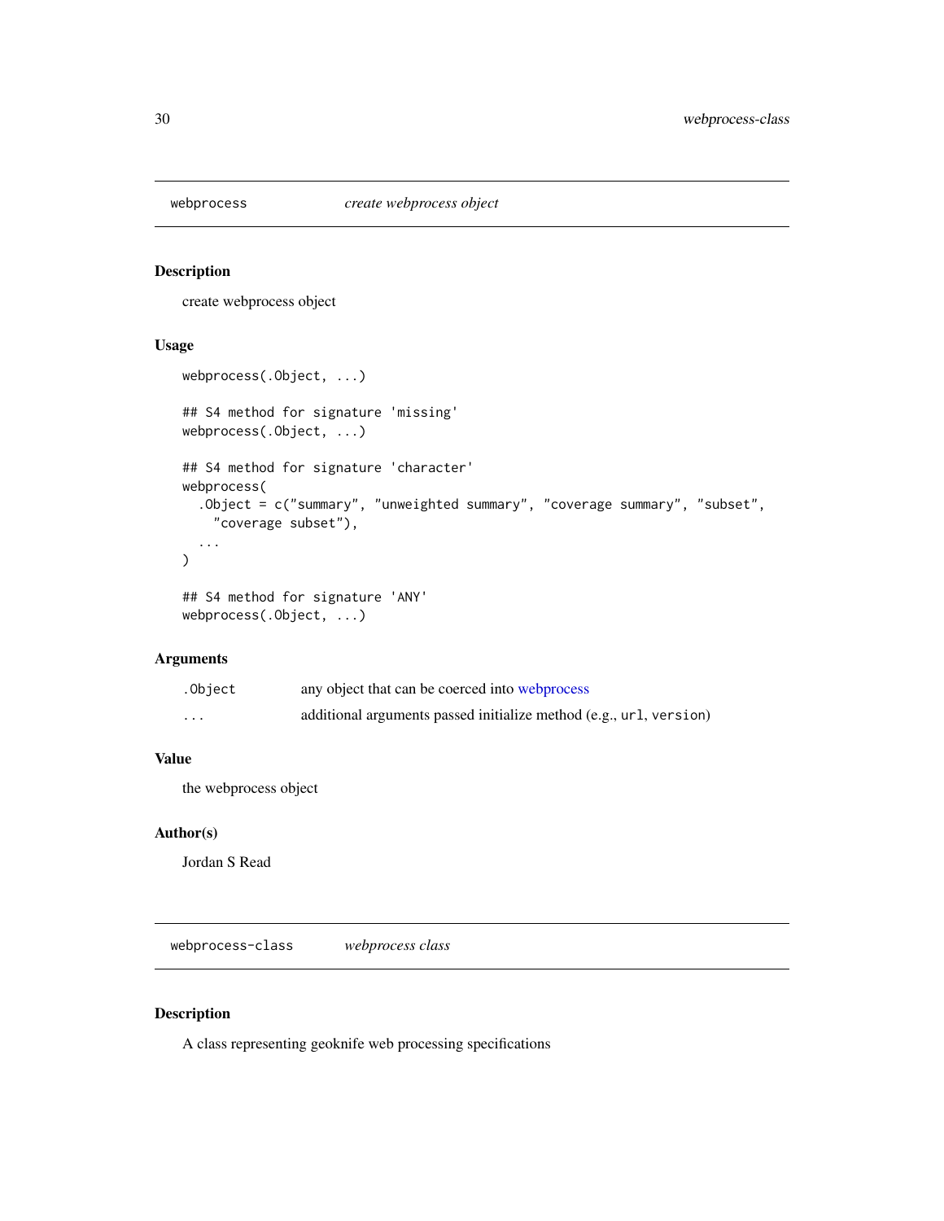## webprocess — *create webprocess object*

### Description

create webprocess object

### Usage

```
webprocess(.Object, ...)

## S4 method for signature 'missing'
webprocess(.Object, ...)

## S4 method for signature 'character'
webprocess(
  .Object = c("summary", "unweighted summary", "coverage summary", "subset",
    "coverage subset"),
  ...
)

## S4 method for signature 'ANY'
webprocess(.Object, ...)
```

### Arguments

| | |
|---|---|
| `.Object` | any object that can be coerced into webprocess |
| `...` | additional arguments passed initialize method (e.g., `url`, `version`) |

### Value

the webprocess object

### Author(s)

Jordan S Read

## webprocess-class — *webprocess class*

### Description

A class representing geoknife web processing specifications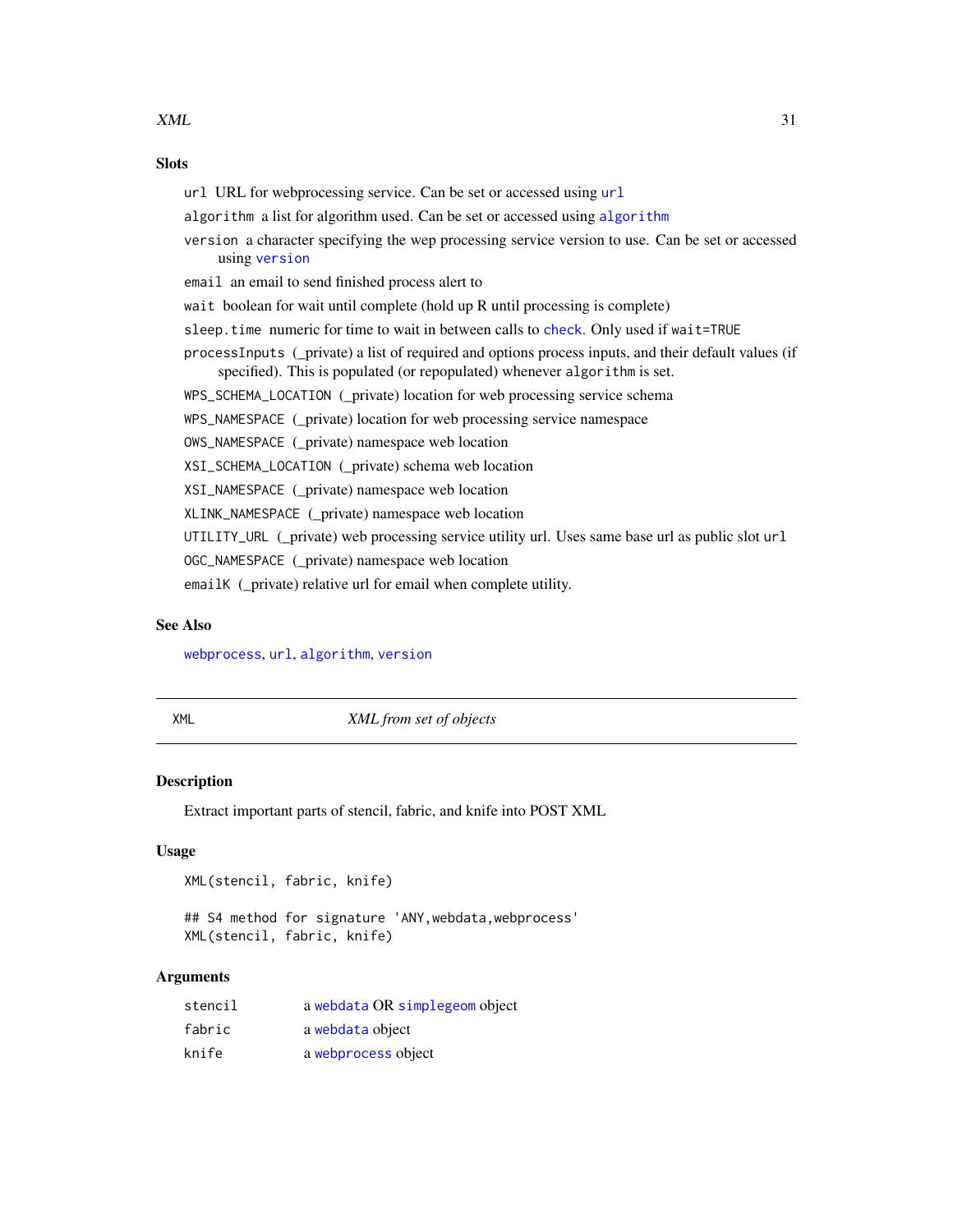### Slots

`url` URL for webprocessing service. Can be set or accessed using `url`

`algorithm` a list for algorithm used. Can be set or accessed using `algorithm`

`version` a character specifying the wep processing service version to use. Can be set or accessed using `version`

`email` an email to send finished process alert to

`wait` boolean for wait until complete (hold up R until processing is complete)

`sleep.time` numeric for time to wait in between calls to `check`. Only used if `wait=TRUE`

`processInputs` (_private) a list of required and options process inputs, and their default values (if specified). This is populated (or repopulated) whenever `algorithm` is set.

`WPS_SCHEMA_LOCATION` (_private) location for web processing service schema

`WPS_NAMESPACE` (_private) location for web processing service namespace

`OWS_NAMESPACE` (_private) namespace web location

`XSI_SCHEMA_LOCATION` (_private) schema web location

`XSI_NAMESPACE` (_private) namespace web location

`XLINK_NAMESPACE` (_private) namespace web location

`UTILITY_URL` (_private) web processing service utility url. Uses same base url as public slot `url`

`OGC_NAMESPACE` (_private) namespace web location

`emailK` (_private) relative url for email when complete utility.

### See Also

`webprocess`, `url`, `algorithm`, `version`

---

## XML — *XML from set of objects*

### Description

Extract important parts of stencil, fabric, and knife into POST XML

### Usage

```
XML(stencil, fabric, knife)

## S4 method for signature 'ANY,webdata,webprocess'
XML(stencil, fabric, knife)
```

### Arguments

| | |
|---|---|
| `stencil` | a `webdata` OR `simplegeom` object |
| `fabric` | a `webdata` object |
| `knife` | a `webprocess` object |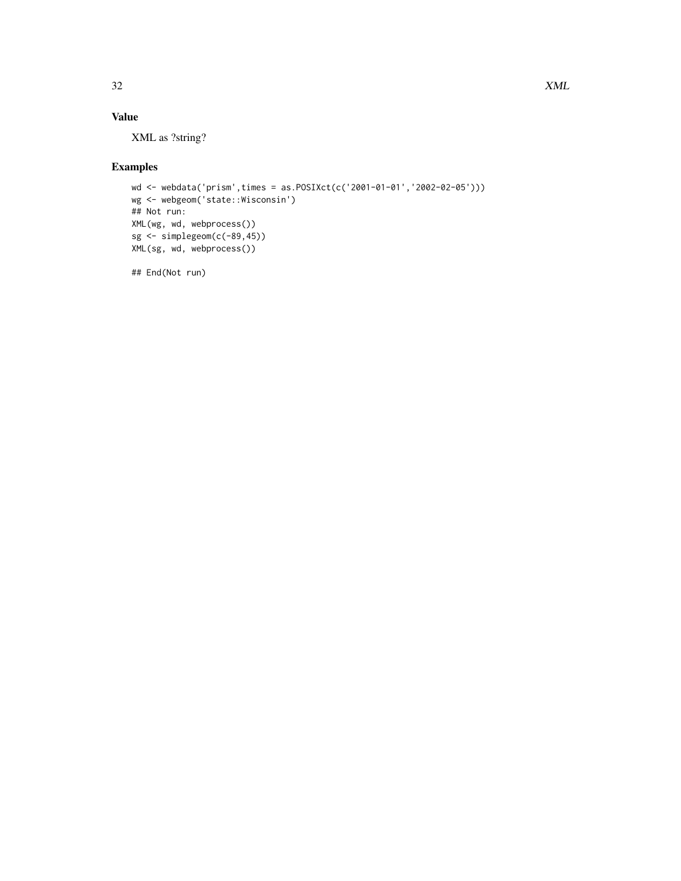## Value

XML as ?string?

## Examples

```
wd <- webdata('prism',times = as.POSIXct(c('2001-01-01','2002-02-05')))
wg <- webgeom('state::Wisconsin')
## Not run:
XML(wg, wd, webprocess())
sg <- simplegeom(c(-89,45))
XML(sg, wd, webprocess())

## End(Not run)
```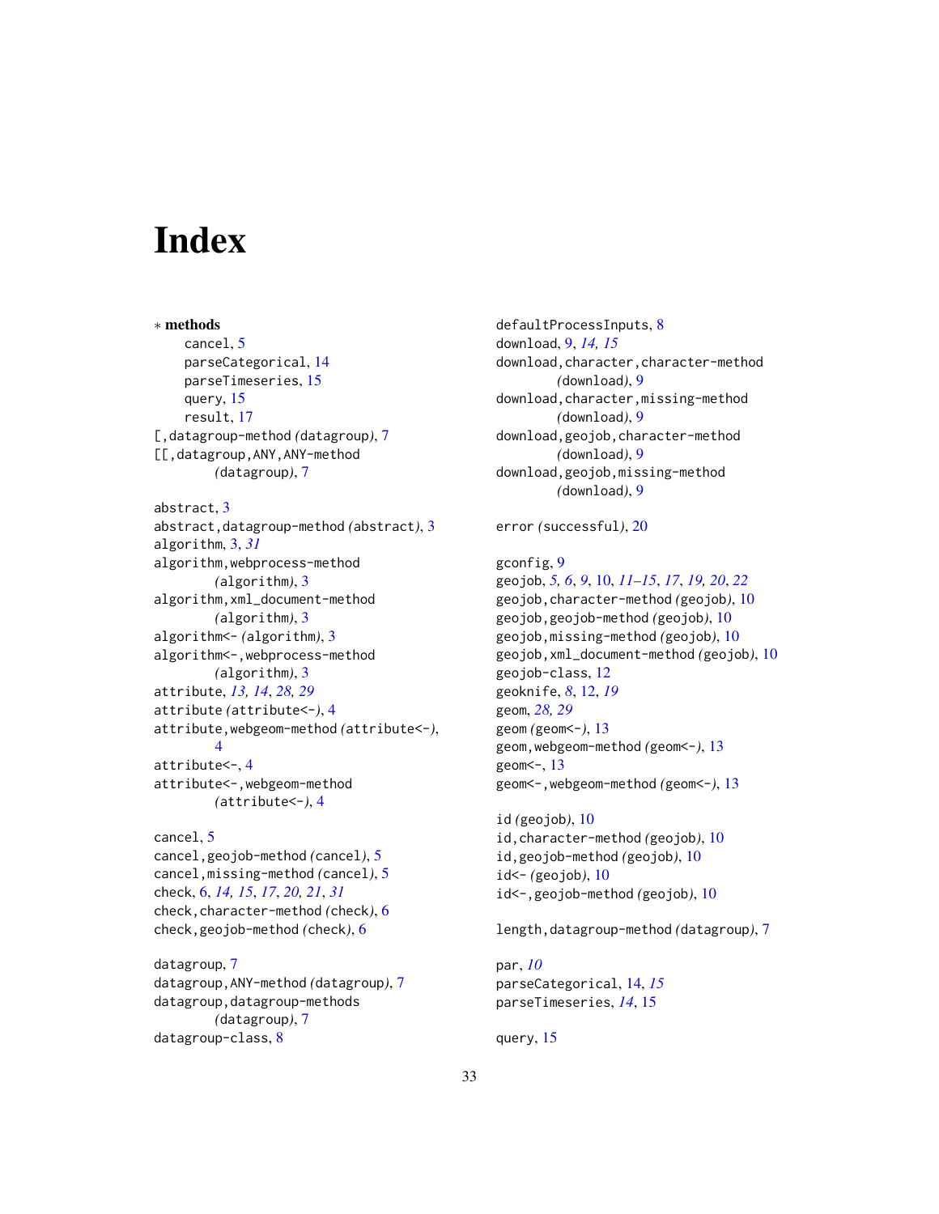# Index

∗ **methods**
- cancel, 5
- parseCategorical, 14
- parseTimeseries, 15
- query, 15
- result, 17

[,datagroup-method *(*datagroup*)*, 7
[[,datagroup,ANY,ANY-method *(*datagroup*)*, 7

abstract, 3
abstract,datagroup-method *(*abstract*)*, 3
algorithm, 3, *31*
algorithm,webprocess-method *(*algorithm*)*, 3
algorithm,xml_document-method *(*algorithm*)*, 3
algorithm<- *(*algorithm*)*, 3
algorithm<-,webprocess-method *(*algorithm*)*, 3
attribute, *13, 14*, *28, 29*
attribute *(*attribute<-*)*, 4
attribute,webgeom-method *(*attribute<-*)*, 4
attribute<-, 4
attribute<-,webgeom-method *(*attribute<-*)*, 4

cancel, 5
cancel,geojob-method *(*cancel*)*, 5
cancel,missing-method *(*cancel*)*, 5
check, 6, *14, 15*, *17*, *20, 21*, *31*
check,character-method *(*check*)*, 6
check,geojob-method *(*check*)*, 6

datagroup, 7
datagroup,ANY-method *(*datagroup*)*, 7
datagroup,datagroup-methods *(*datagroup*)*, 7
datagroup-class, 8

defaultProcessInputs, 8
download, 9, *14, 15*
download,character,character-method *(*download*)*, 9
download,character,missing-method *(*download*)*, 9
download,geojob,character-method *(*download*)*, 9
download,geojob,missing-method *(*download*)*, 9

error *(*successful*)*, 20

gconfig, 9
geojob, *5, 6*, *9*, 10, *11–15*, *17*, *19, 20*, *22*
geojob,character-method *(*geojob*)*, 10
geojob,geojob-method *(*geojob*)*, 10
geojob,missing-method *(*geojob*)*, 10
geojob,xml_document-method *(*geojob*)*, 10
geojob-class, 12
geoknife, *8*, 12, *19*
geom, *28, 29*
geom *(*geom<-*)*, 13
geom,webgeom-method *(*geom<-*)*, 13
geom<-, 13
geom<-,webgeom-method *(*geom<-*)*, 13

id *(*geojob*)*, 10
id,character-method *(*geojob*)*, 10
id,geojob-method *(*geojob*)*, 10
id<- *(*geojob*)*, 10
id<-,geojob-method *(*geojob*)*, 10

length,datagroup-method *(*datagroup*)*, 7

par, *10*
parseCategorical, 14, *15*
parseTimeseries, *14*, 15

query, 15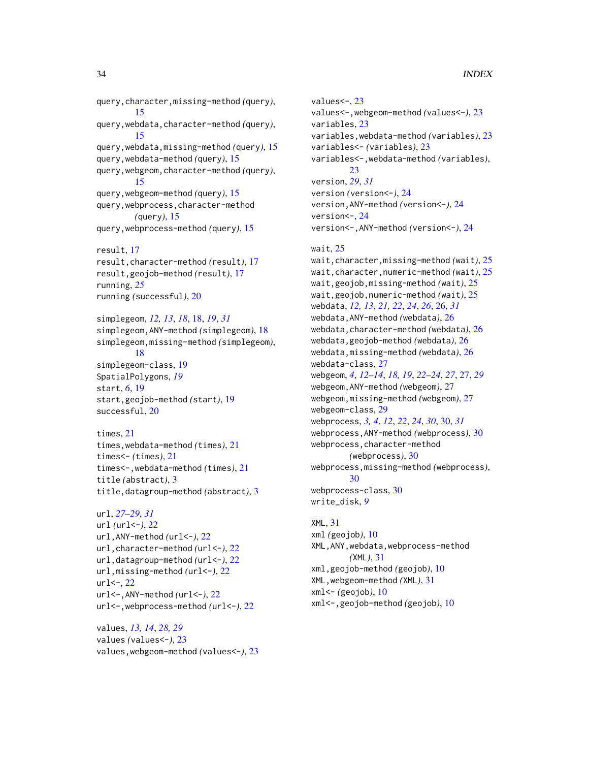query,character,missing-method *(query)*, 15
query,webdata,character-method *(query)*, 15
query,webdata,missing-method *(query)*, 15
query,webdata-method *(query)*, 15
query,webgeom,character-method *(query)*, 15
query,webgeom-method *(query)*, 15
query,webprocess,character-method *(query)*, 15
query,webprocess-method *(query)*, 15

result, 17
result,character-method *(result)*, 17
result,geojob-method *(result)*, 17
running, *25*
running *(successful)*, 20

simplegeom, *12, 13*, *18*, 18, *19*, *31*
simplegeom,ANY-method *(simplegeom)*, 18
simplegeom,missing-method *(simplegeom)*, 18
simplegeom-class, 19
SpatialPolygons, *19*
start, *6*, 19
start,geojob-method *(start)*, 19
successful, 20

times, 21
times,webdata-method *(times)*, 21
times<- *(times)*, 21
times<-,webdata-method *(times)*, 21
title *(abstract)*, 3
title,datagroup-method *(abstract)*, 3

url, *27–29*, *31*
url *(url<-)*, 22
url,ANY-method *(url<-)*, 22
url,character-method *(url<-)*, 22
url,datagroup-method *(url<-)*, 22
url,missing-method *(url<-)*, 22
url<-, 22
url<-,ANY-method *(url<-)*, 22
url<-,webprocess-method *(url<-)*, 22

values, *13, 14*, *28, 29*
values *(values<-)*, 23
values,webgeom-method *(values<-)*, 23
values<-, 23
values<-,webgeom-method *(values<-)*, 23
variables, 23
variables,webdata-method *(variables)*, 23
variables<- *(variables)*, 23
variables<-,webdata-method *(variables)*, 23
version, *29*, *31*
version *(version<-)*, 24
version,ANY-method *(version<-)*, 24
version<-, 24
version<-,ANY-method *(version<-)*, 24

wait, 25
wait,character,missing-method *(wait)*, 25
wait,character,numeric-method *(wait)*, 25
wait,geojob,missing-method *(wait)*, 25
wait,geojob,numeric-method *(wait)*, 25
webdata, *12, 13*, *21, 22*, *24*, *26*, 26, *31*
webdata,ANY-method *(webdata)*, 26
webdata,character-method *(webdata)*, 26
webdata,geojob-method *(webdata)*, 26
webdata,missing-method *(webdata)*, 26
webdata-class, 27
webgeom, *4*, *12–14*, *18, 19*, *22–24*, *27*, 27, *29*
webgeom,ANY-method *(webgeom)*, 27
webgeom,missing-method *(webgeom)*, 27
webgeom-class, 29
webprocess, *3, 4*, *12*, *22*, *24*, *30*, 30, *31*
webprocess,ANY-method *(webprocess)*, 30
webprocess,character-method *(webprocess)*, 30
webprocess,missing-method *(webprocess)*, 30
webprocess-class, 30
write_disk, *9*

XML, 31
xml *(geojob)*, 10
XML,ANY,webdata,webprocess-method *(XML)*, 31
xml,geojob-method *(geojob)*, 10
XML,webgeom-method *(XML)*, 31
xml<- *(geojob)*, 10
xml<-,geojob-method *(geojob)*, 10